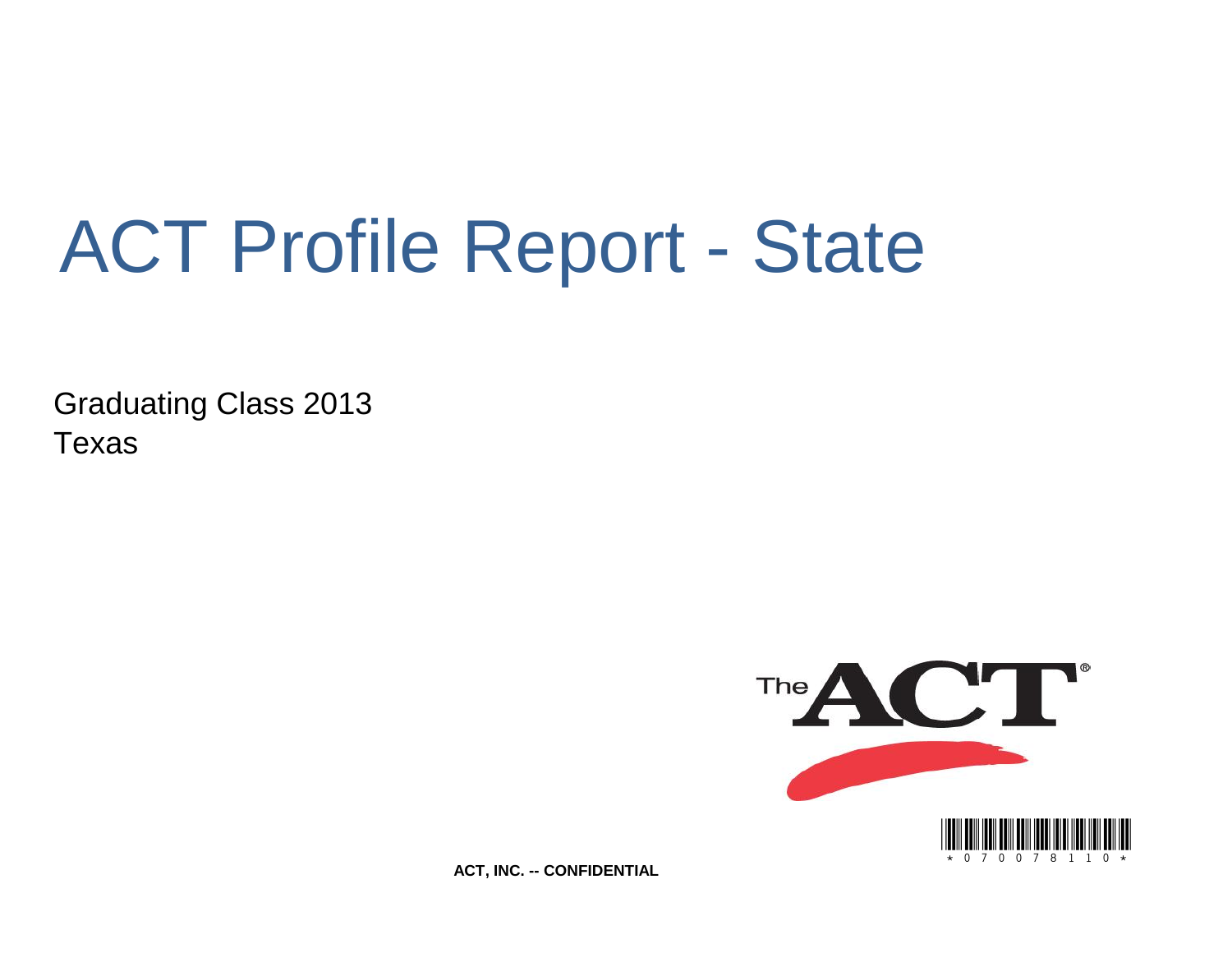# ACT Profile Report - State

Graduating Class 2013
Texas

The ACT®

\* 0 7 0 0 7 8 1 1 0 \*

**ACT, INC. -- CONFIDENTIAL**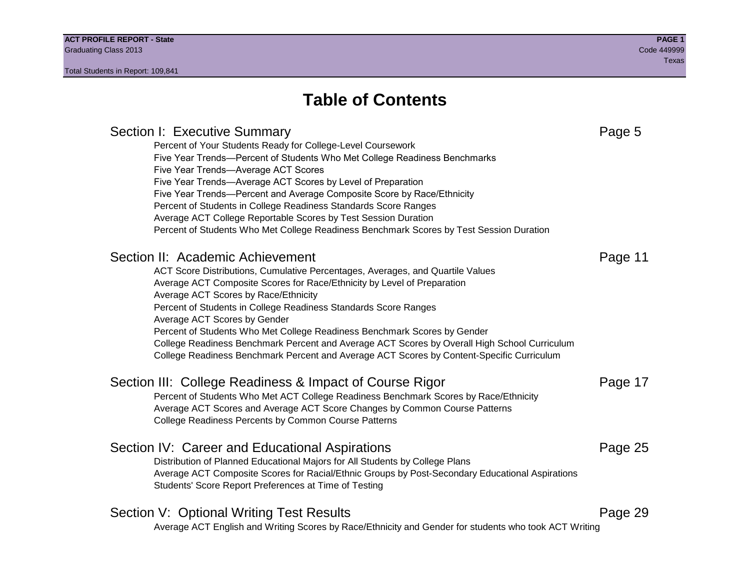# Table of Contents

## Section I: Executive Summary — Page 5

- Percent of Your Students Ready for College-Level Coursework
- Five Year Trends—Percent of Students Who Met College Readiness Benchmarks
- Five Year Trends—Average ACT Scores
- Five Year Trends—Average ACT Scores by Level of Preparation
- Five Year Trends—Percent and Average Composite Score by Race/Ethnicity
- Percent of Students in College Readiness Standards Score Ranges
- Average ACT College Reportable Scores by Test Session Duration
- Percent of Students Who Met College Readiness Benchmark Scores by Test Session Duration

## Section II: Academic Achievement — Page 11

- ACT Score Distributions, Cumulative Percentages, Averages, and Quartile Values
- Average ACT Composite Scores for Race/Ethnicity by Level of Preparation
- Average ACT Scores by Race/Ethnicity
- Percent of Students in College Readiness Standards Score Ranges
- Average ACT Scores by Gender
- Percent of Students Who Met College Readiness Benchmark Scores by Gender
- College Readiness Benchmark Percent and Average ACT Scores by Overall High School Curriculum
- College Readiness Benchmark Percent and Average ACT Scores by Content-Specific Curriculum

## Section III: College Readiness & Impact of Course Rigor — Page 17

- Percent of Students Who Met ACT College Readiness Benchmark Scores by Race/Ethnicity
- Average ACT Scores and Average ACT Score Changes by Common Course Patterns
- College Readiness Percents by Common Course Patterns

## Section IV: Career and Educational Aspirations — Page 25

- Distribution of Planned Educational Majors for All Students by College Plans
- Average ACT Composite Scores for Racial/Ethnic Groups by Post-Secondary Educational Aspirations
- Students' Score Report Preferences at Time of Testing

## Section V: Optional Writing Test Results — Page 29

- Average ACT English and Writing Scores by Race/Ethnicity and Gender for students who took ACT Writing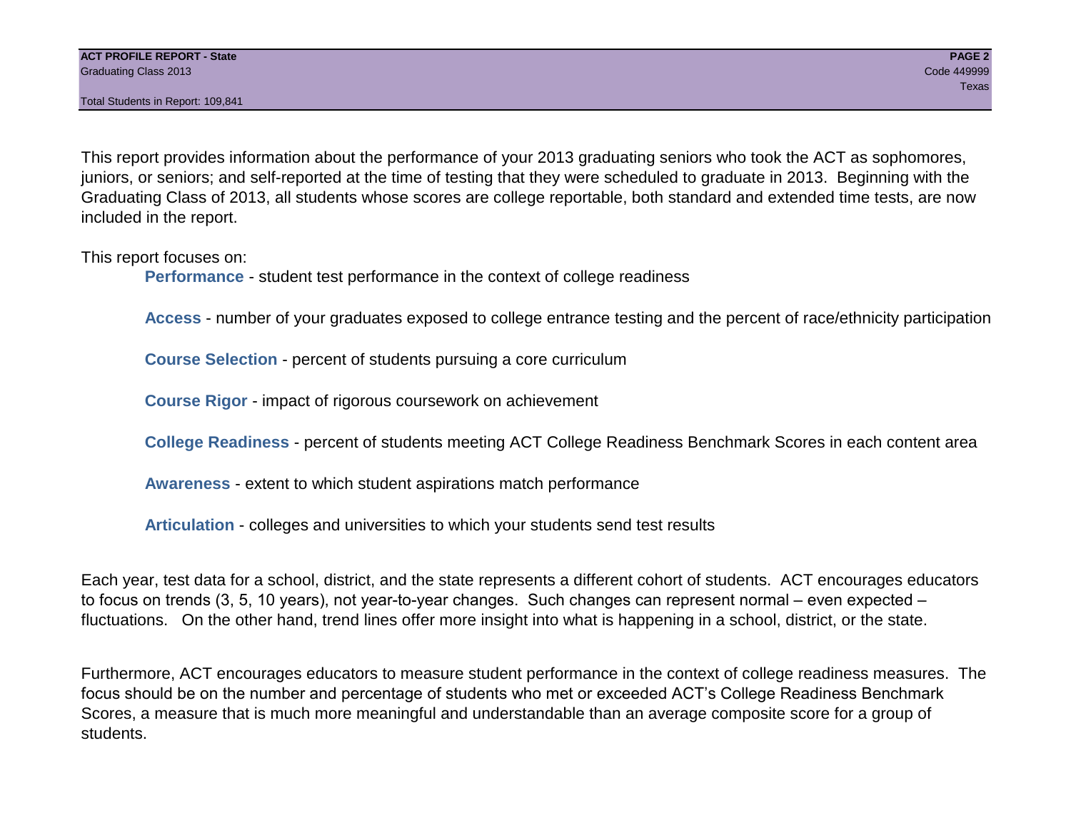This report provides information about the performance of your 2013 graduating seniors who took the ACT as sophomores, juniors, or seniors; and self-reported at the time of testing that they were scheduled to graduate in 2013. Beginning with the Graduating Class of 2013, all students whose scores are college reportable, both standard and extended time tests, are now included in the report.

This report focuses on:

- **Performance** - student test performance in the context of college readiness
- **Access** - number of your graduates exposed to college entrance testing and the percent of race/ethnicity participation
- **Course Selection** - percent of students pursuing a core curriculum
- **Course Rigor** - impact of rigorous coursework on achievement
- **College Readiness** - percent of students meeting ACT College Readiness Benchmark Scores in each content area
- **Awareness** - extent to which student aspirations match performance
- **Articulation** - colleges and universities to which your students send test results

Each year, test data for a school, district, and the state represents a different cohort of students. ACT encourages educators to focus on trends (3, 5, 10 years), not year-to-year changes. Such changes can represent normal – even expected – fluctuations. On the other hand, trend lines offer more insight into what is happening in a school, district, or the state.

Furthermore, ACT encourages educators to measure student performance in the context of college readiness measures. The focus should be on the number and percentage of students who met or exceeded ACT's College Readiness Benchmark Scores, a measure that is much more meaningful and understandable than an average composite score for a group of students.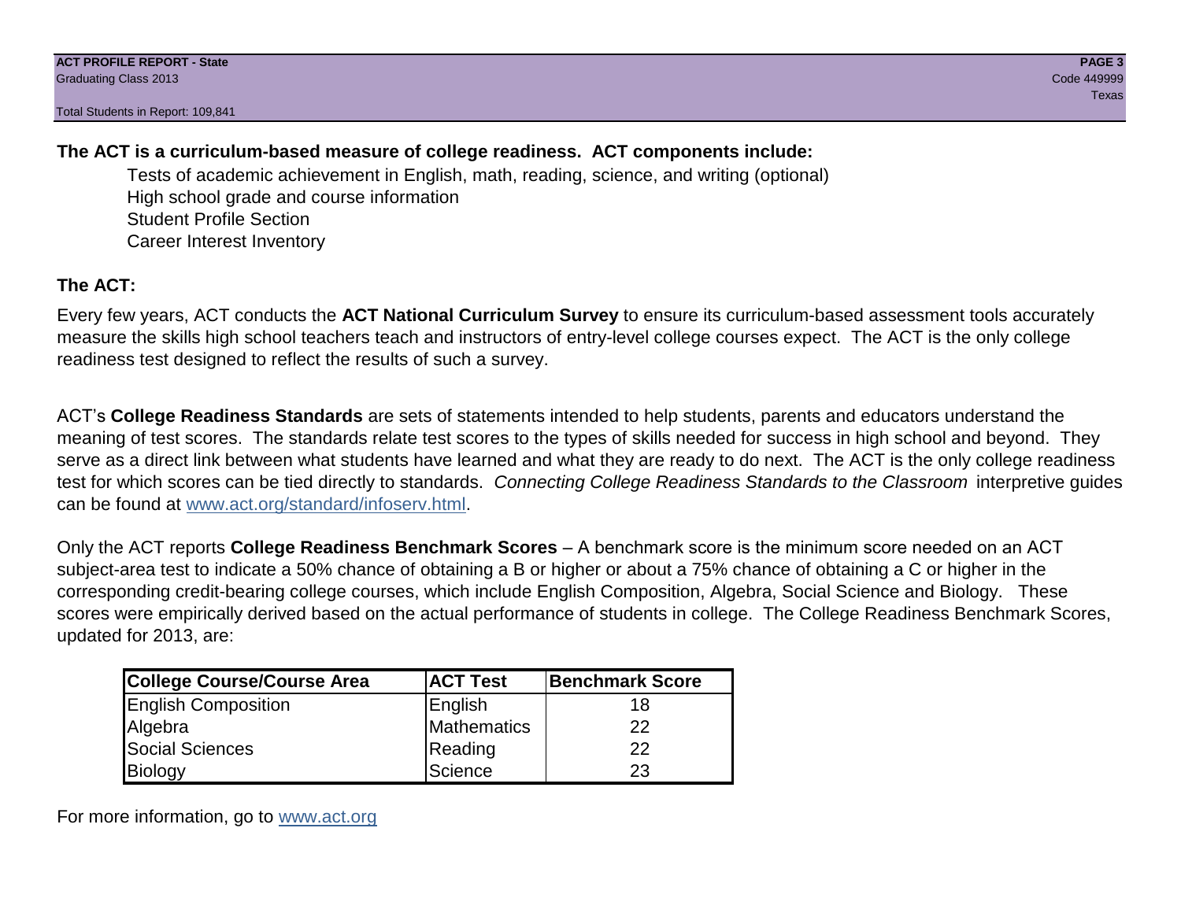**The ACT is a curriculum-based measure of college readiness. ACT components include:**

Tests of academic achievement in English, math, reading, science, and writing (optional)
High school grade and course information
Student Profile Section
Career Interest Inventory

**The ACT:**

Every few years, ACT conducts the **ACT National Curriculum Survey** to ensure its curriculum-based assessment tools accurately measure the skills high school teachers teach and instructors of entry-level college courses expect. The ACT is the only college readiness test designed to reflect the results of such a survey.

ACT's **College Readiness Standards** are sets of statements intended to help students, parents and educators understand the meaning of test scores. The standards relate test scores to the types of skills needed for success in high school and beyond. They serve as a direct link between what students have learned and what they are ready to do next. The ACT is the only college readiness test for which scores can be tied directly to standards. *Connecting College Readiness Standards to the Classroom* interpretive guides can be found at www.act.org/standard/infoserv.html.

Only the ACT reports **College Readiness Benchmark Scores** – A benchmark score is the minimum score needed on an ACT subject-area test to indicate a 50% chance of obtaining a B or higher or about a 75% chance of obtaining a C or higher in the corresponding credit-bearing college courses, which include English Composition, Algebra, Social Science and Biology. These scores were empirically derived based on the actual performance of students in college. The College Readiness Benchmark Scores, updated for 2013, are:

| College Course/Course Area | ACT Test | Benchmark Score |
|---|---|---|
| English Composition | English | 18 |
| Algebra | Mathematics | 22 |
| Social Sciences | Reading | 22 |
| Biology | Science | 23 |

For more information, go to www.act.org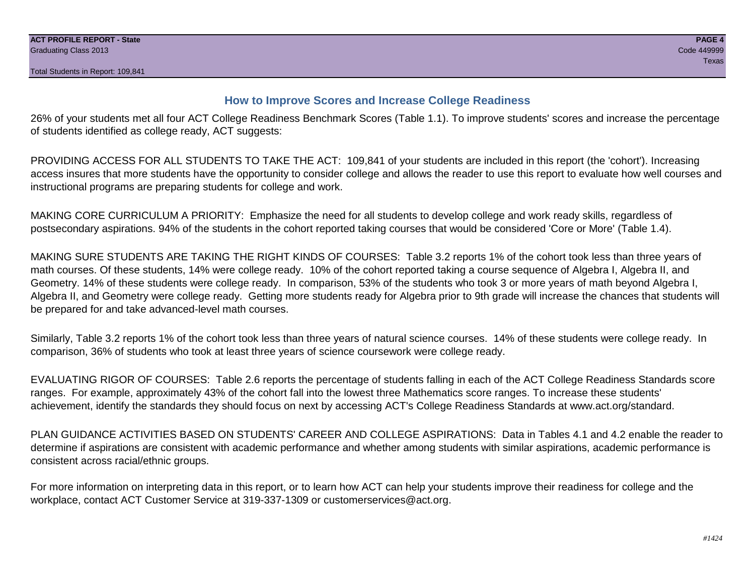## How to Improve Scores and Increase College Readiness

26% of your students met all four ACT College Readiness Benchmark Scores (Table 1.1). To improve students' scores and increase the percentage of students identified as college ready, ACT suggests:

PROVIDING ACCESS FOR ALL STUDENTS TO TAKE THE ACT: 109,841 of your students are included in this report (the 'cohort'). Increasing access insures that more students have the opportunity to consider college and allows the reader to use this report to evaluate how well courses and instructional programs are preparing students for college and work.

MAKING CORE CURRICULUM A PRIORITY: Emphasize the need for all students to develop college and work ready skills, regardless of postsecondary aspirations. 94% of the students in the cohort reported taking courses that would be considered 'Core or More' (Table 1.4).

MAKING SURE STUDENTS ARE TAKING THE RIGHT KINDS OF COURSES: Table 3.2 reports 1% of the cohort took less than three years of math courses. Of these students, 14% were college ready. 10% of the cohort reported taking a course sequence of Algebra I, Algebra II, and Geometry. 14% of these students were college ready. In comparison, 53% of the students who took 3 or more years of math beyond Algebra I, Algebra II, and Geometry were college ready. Getting more students ready for Algebra prior to 9th grade will increase the chances that students will be prepared for and take advanced-level math courses.

Similarly, Table 3.2 reports 1% of the cohort took less than three years of natural science courses. 14% of these students were college ready. In comparison, 36% of students who took at least three years of science coursework were college ready.

EVALUATING RIGOR OF COURSES: Table 2.6 reports the percentage of students falling in each of the ACT College Readiness Standards score ranges. For example, approximately 43% of the cohort fall into the lowest three Mathematics score ranges. To increase these students' achievement, identify the standards they should focus on next by accessing ACT's College Readiness Standards at www.act.org/standard.

PLAN GUIDANCE ACTIVITIES BASED ON STUDENTS' CAREER AND COLLEGE ASPIRATIONS: Data in Tables 4.1 and 4.2 enable the reader to determine if aspirations are consistent with academic performance and whether among students with similar aspirations, academic performance is consistent across racial/ethnic groups.

For more information on interpreting data in this report, or to learn how ACT can help your students improve their readiness for college and the workplace, contact ACT Customer Service at 319-337-1309 or customerservices@act.org.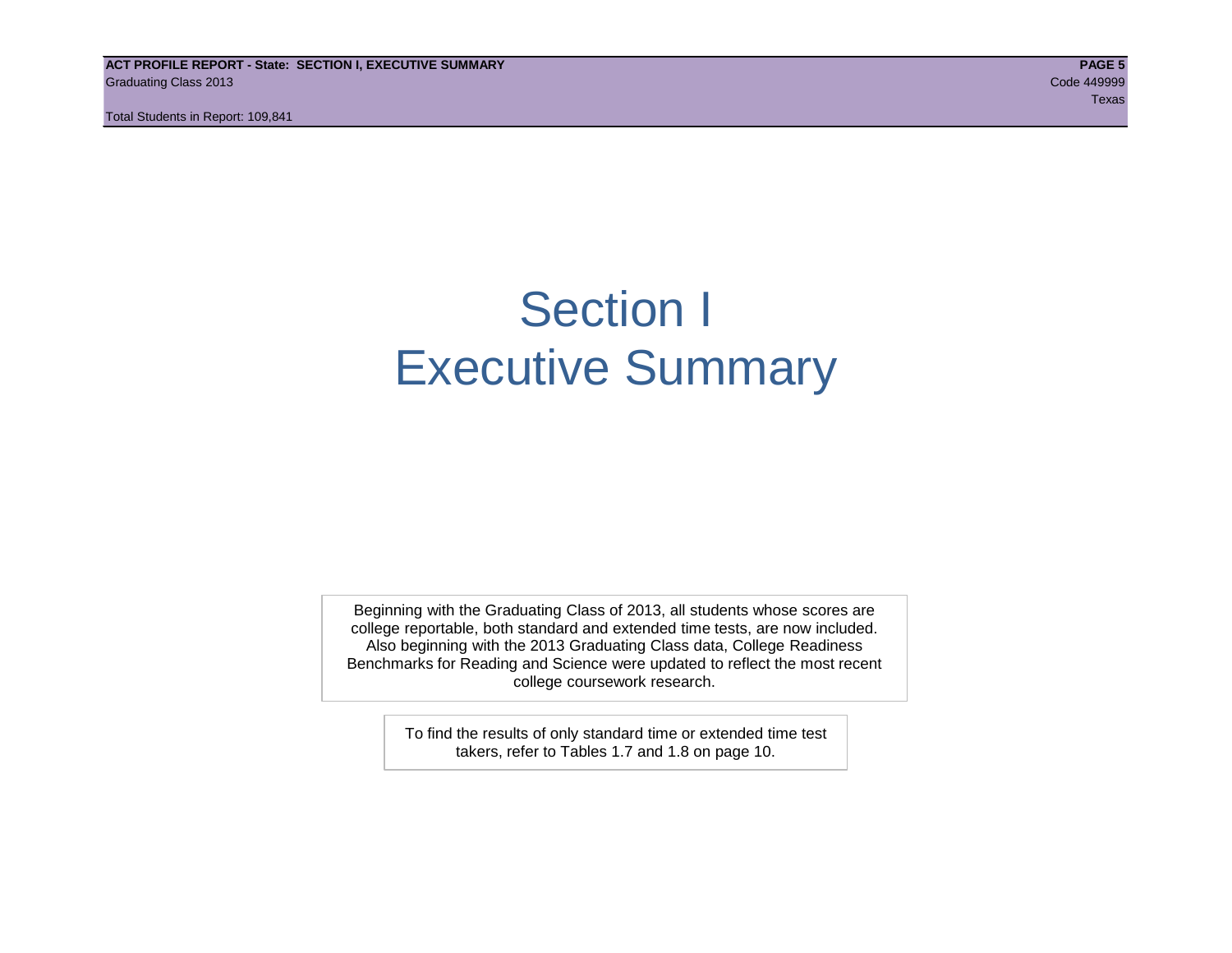# Section I
# Executive Summary

Beginning with the Graduating Class of 2013, all students whose scores are college reportable, both standard and extended time tests, are now included. Also beginning with the 2013 Graduating Class data, College Readiness Benchmarks for Reading and Science were updated to reflect the most recent college coursework research.

To find the results of only standard time or extended time test takers, refer to Tables 1.7 and 1.8 on page 10.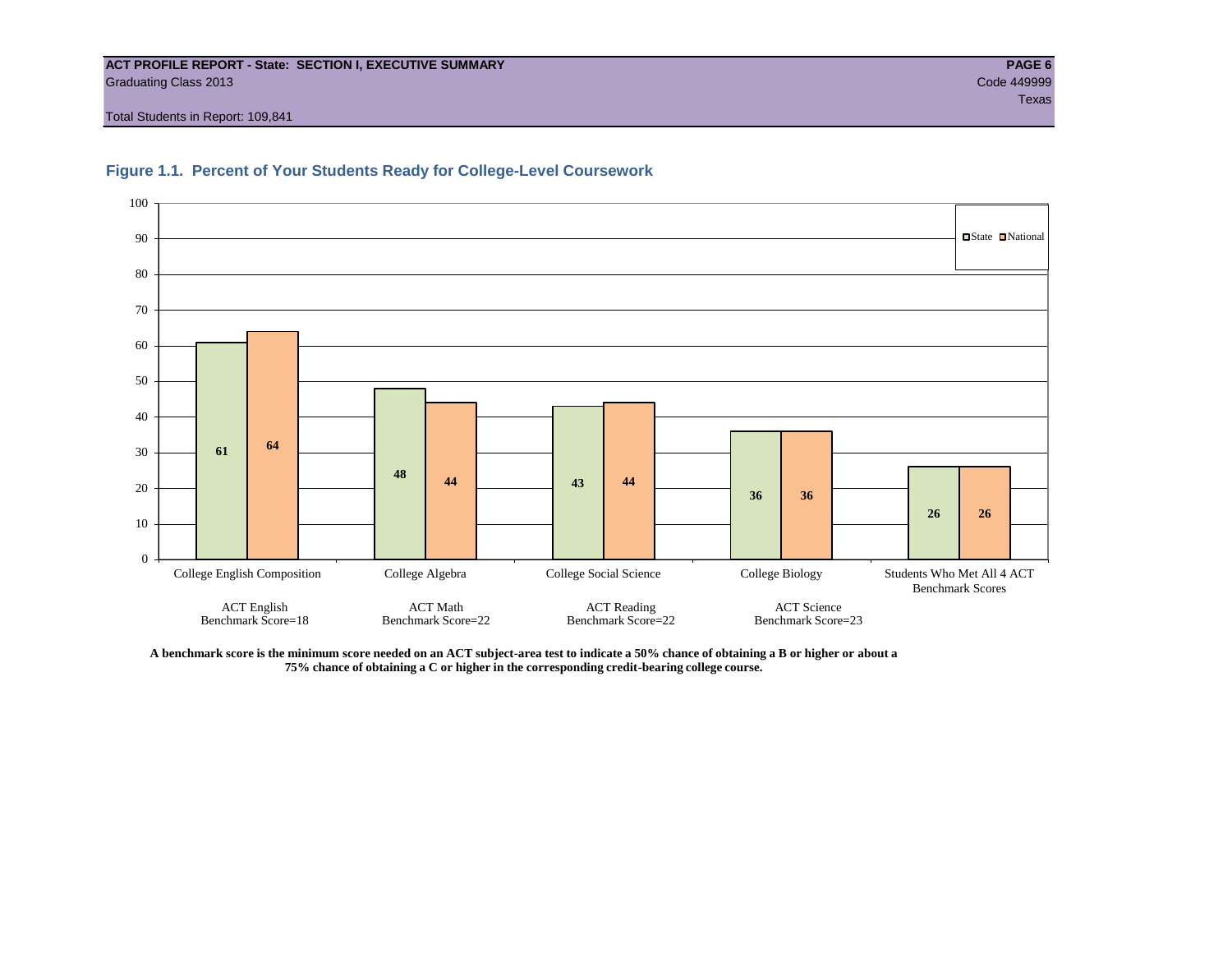## Figure 1.1. Percent of Your Students Ready for College-Level Coursework

| | State | National |
|---|---|---|
| College English Composition (ACT English Benchmark Score=18) | 61 | 64 |
| College Algebra (ACT Math Benchmark Score=22) | 48 | 44 |
| College Social Science (ACT Reading Benchmark Score=22) | 43 | 44 |
| College Biology (ACT Science Benchmark Score=23) | 36 | 36 |
| Students Who Met All 4 ACT Benchmark Scores | 26 | 26 |

**A benchmark score is the minimum score needed on an ACT subject-area test to indicate a 50% chance of obtaining a B or higher or about a 75% chance of obtaining a C or higher in the corresponding credit-bearing college course.**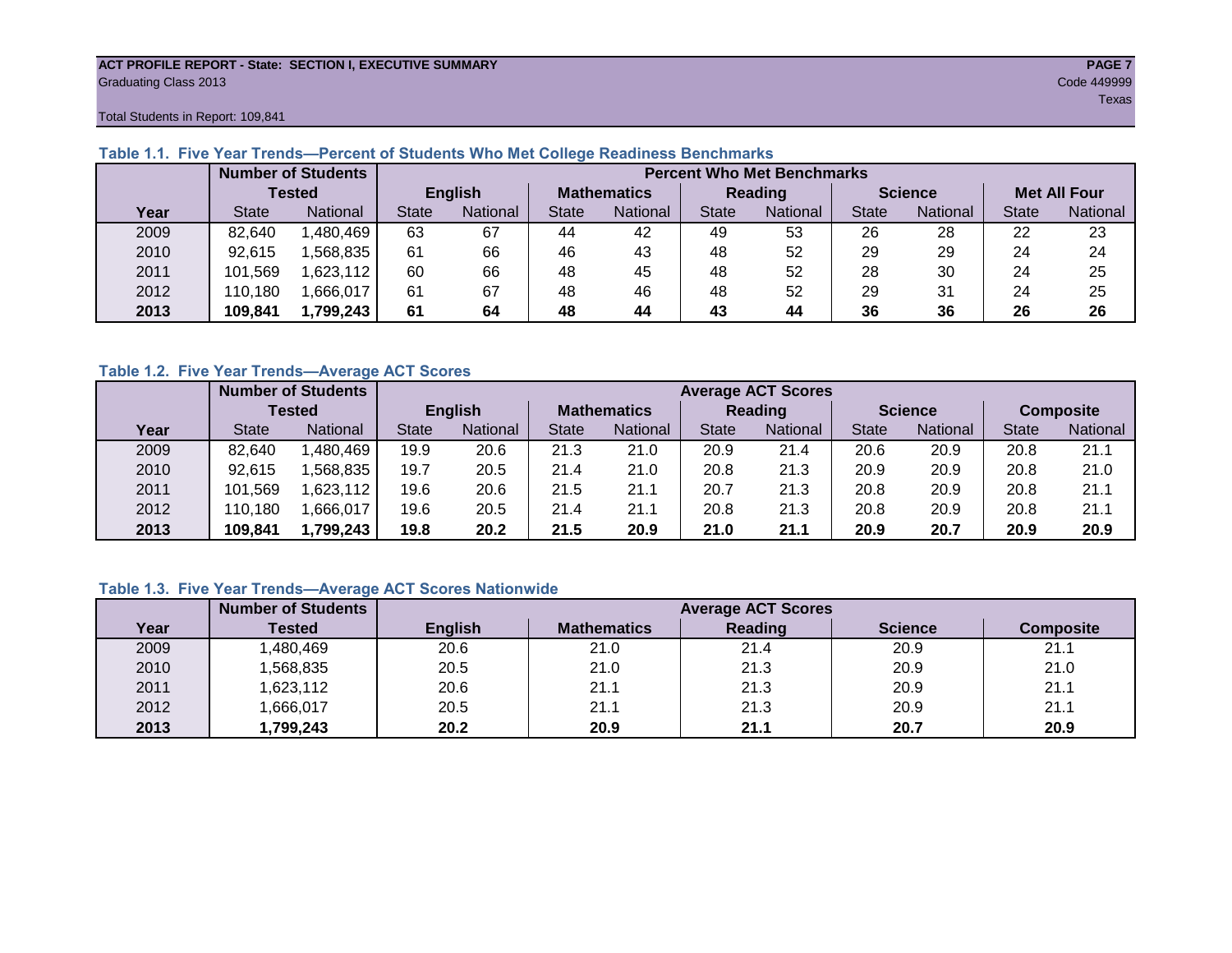ACT PROFILE REPORT - State: SECTION I, EXECUTIVE SUMMARY
Graduating Class 2013
Code 449999
Texas
Total Students in Report: 109,841

### Table 1.1. Five Year Trends—Percent of Students Who Met College Readiness Benchmarks

| | Number of Students Tested | | Percent Who Met Benchmarks | | | | | | | | | |
|---|---|---|---|---|---|---|---|---|---|---|---|---|
| | | | English | | Mathematics | | Reading | | Science | | Met All Four | |
| Year | State | National | State | National | State | National | State | National | State | National | State | National |
| 2009 | 82,640 | 1,480,469 | 63 | 67 | 44 | 42 | 49 | 53 | 26 | 28 | 22 | 23 |
| 2010 | 92,615 | 1,568,835 | 61 | 66 | 46 | 43 | 48 | 52 | 29 | 29 | 24 | 24 |
| 2011 | 101,569 | 1,623,112 | 60 | 66 | 48 | 45 | 48 | 52 | 28 | 30 | 24 | 25 |
| 2012 | 110,180 | 1,666,017 | 61 | 67 | 48 | 46 | 48 | 52 | 29 | 31 | 24 | 25 |
| **2013** | **109,841** | **1,799,243** | **61** | **64** | **48** | **44** | **43** | **44** | **36** | **36** | **26** | **26** |

### Table 1.2. Five Year Trends—Average ACT Scores

| | Number of Students Tested | | Average ACT Scores | | | | | | | | | |
|---|---|---|---|---|---|---|---|---|---|---|---|---|
| | | | English | | Mathematics | | Reading | | Science | | Composite | |
| Year | State | National | State | National | State | National | State | National | State | National | State | National |
| 2009 | 82,640 | 1,480,469 | 19.9 | 20.6 | 21.3 | 21.0 | 20.9 | 21.4 | 20.6 | 20.9 | 20.8 | 21.1 |
| 2010 | 92,615 | 1,568,835 | 19.7 | 20.5 | 21.4 | 21.0 | 20.8 | 21.3 | 20.9 | 20.9 | 20.8 | 21.0 |
| 2011 | 101,569 | 1,623,112 | 19.6 | 20.6 | 21.5 | 21.1 | 20.7 | 21.3 | 20.8 | 20.9 | 20.8 | 21.1 |
| 2012 | 110,180 | 1,666,017 | 19.6 | 20.5 | 21.4 | 21.1 | 20.8 | 21.3 | 20.8 | 20.9 | 20.8 | 21.1 |
| **2013** | **109,841** | **1,799,243** | **19.8** | **20.2** | **21.5** | **20.9** | **21.0** | **21.1** | **20.9** | **20.7** | **20.9** | **20.9** |

### Table 1.3. Five Year Trends—Average ACT Scores Nationwide

| | Number of Students | Average ACT Scores | | | | |
|---|---|---|---|---|---|---|
| Year | Tested | English | Mathematics | Reading | Science | Composite |
| 2009 | 1,480,469 | 20.6 | 21.0 | 21.4 | 20.9 | 21.1 |
| 2010 | 1,568,835 | 20.5 | 21.0 | 21.3 | 20.9 | 21.0 |
| 2011 | 1,623,112 | 20.6 | 21.1 | 21.3 | 20.9 | 21.1 |
| 2012 | 1,666,017 | 20.5 | 21.1 | 21.3 | 20.9 | 21.1 |
| **2013** | **1,799,243** | **20.2** | **20.9** | **21.1** | **20.7** | **20.9** |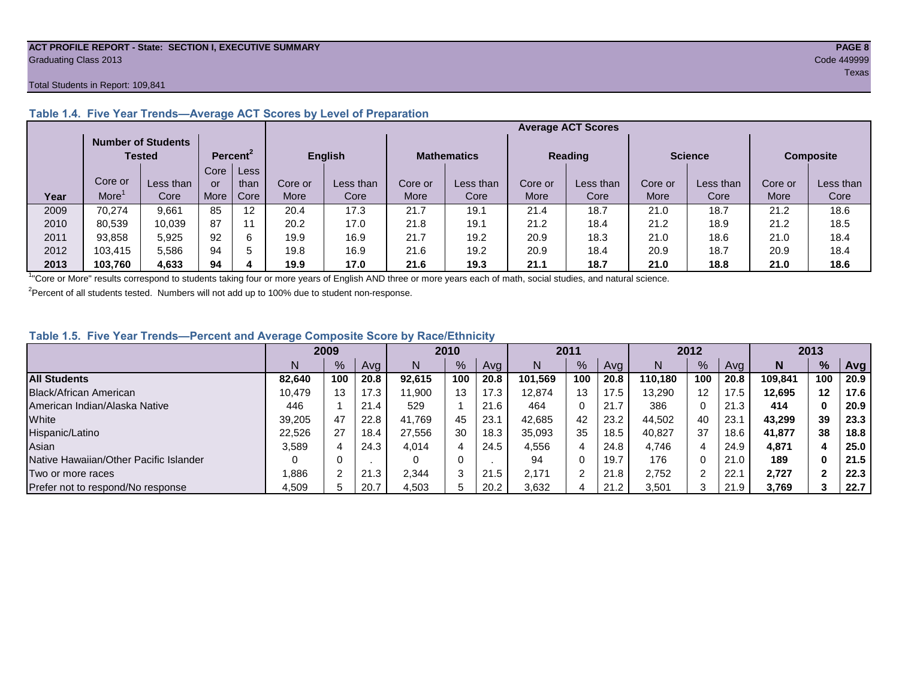**ACT PROFILE REPORT - State: SECTION I, EXECUTIVE SUMMARY**
Graduating Class 2013
Code 449999
Texas

Total Students in Report: 109,841

### Table 1.4. Five Year Trends—Average ACT Scores by Level of Preparation

| | Number of Students Tested | | Percent[2] | | Average ACT Scores | | | | | | | | | |
|---|---|---|---|---|---|---|---|---|---|---|---|---|---|---|
| | | | | | English | | Mathematics | | Reading | | Science | | Composite | |
| Year | Core or More[1] | Less than Core | Core or More | Less than Core | Core or More | Less than Core | Core or More | Less than Core | Core or More | Less than Core | Core or More | Less than Core | Core or More | Less than Core |
| 2009 | 70,274 | 9,661 | 85 | 12 | 20.4 | 17.3 | 21.7 | 19.1 | 21.4 | 18.7 | 21.0 | 18.7 | 21.2 | 18.6 |
| 2010 | 80,539 | 10,039 | 87 | 11 | 20.2 | 17.0 | 21.8 | 19.1 | 21.2 | 18.4 | 21.2 | 18.9 | 21.2 | 18.5 |
| 2011 | 93,858 | 5,925 | 92 | 6 | 19.9 | 16.9 | 21.7 | 19.2 | 20.9 | 18.3 | 21.0 | 18.6 | 21.0 | 18.4 |
| 2012 | 103,415 | 5,586 | 94 | 5 | 19.8 | 16.9 | 21.6 | 19.2 | 20.9 | 18.4 | 20.9 | 18.7 | 20.9 | 18.4 |
| **2013** | **103,760** | **4,633** | **94** | **4** | **19.9** | **17.0** | **21.6** | **19.3** | **21.1** | **18.7** | **21.0** | **18.8** | **21.0** | **18.6** |

[1] "Core or More" results correspond to students taking four or more years of English AND three or more years each of math, social studies, and natural science.

[2] Percent of all students tested. Numbers will not add up to 100% due to student non-response.

### Table 1.5. Five Year Trends—Percent and Average Composite Score by Race/Ethnicity

| | 2009 | | | 2010 | | | 2011 | | | 2012 | | | **2013** | | |
|---|---|---|---|---|---|---|---|---|---|---|---|---|---|---|---|
| | N | % | Avg | N | % | Avg | N | % | Avg | N | % | Avg | **N** | **%** | **Avg** |
| **All Students** | **82,640** | **100** | **20.8** | **92,615** | **100** | **20.8** | **101,569** | **100** | **20.8** | **110,180** | **100** | **20.8** | **109,841** | **100** | **20.9** |
| Black/African American | 10,479 | 13 | 17.3 | 11,900 | 13 | 17.3 | 12,874 | 13 | 17.5 | 13,290 | 12 | 17.5 | **12,695** | **12** | **17.6** |
| American Indian/Alaska Native | 446 | 1 | 21.4 | 529 | 1 | 21.6 | 464 | 0 | 21.7 | 386 | 0 | 21.3 | **414** | **0** | **20.9** |
| White | 39,205 | 47 | 22.8 | 41,769 | 45 | 23.1 | 42,685 | 42 | 23.2 | 44,502 | 40 | 23.1 | **43,299** | **39** | **23.3** |
| Hispanic/Latino | 22,526 | 27 | 18.4 | 27,556 | 30 | 18.3 | 35,093 | 35 | 18.5 | 40,827 | 37 | 18.6 | **41,877** | **38** | **18.8** |
| Asian | 3,589 | 4 | 24.3 | 4,014 | 4 | 24.5 | 4,556 | 4 | 24.8 | 4,746 | 4 | 24.9 | **4,871** | **4** | **25.0** |
| Native Hawaiian/Other Pacific Islander | 0 | 0 | . | 0 | 0 | . | 94 | 0 | 19.7 | 176 | 0 | 21.0 | **189** | **0** | **21.5** |
| Two or more races | 1,886 | 2 | 21.3 | 2,344 | 3 | 21.5 | 2,171 | 2 | 21.8 | 2,752 | 2 | 22.1 | **2,727** | **2** | **22.3** |
| Prefer not to respond/No response | 4,509 | 5 | 20.7 | 4,503 | 5 | 20.2 | 3,632 | 4 | 21.2 | 3,501 | 3 | 21.9 | **3,769** | **3** | **22.7** |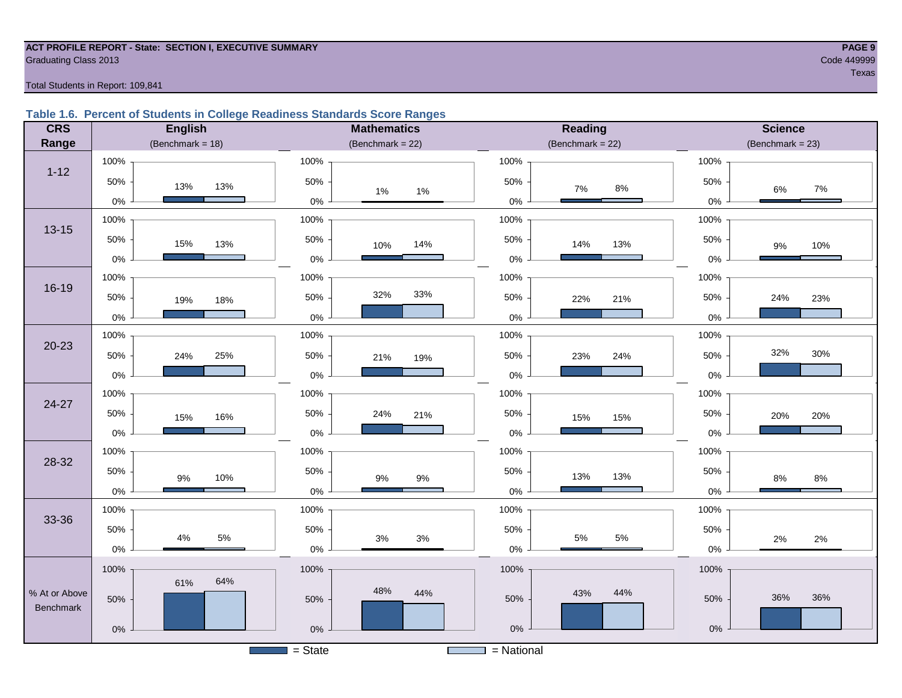**ACT PROFILE REPORT - State: SECTION I, EXECUTIVE SUMMARY**
Graduating Class 2013

Code 449999
Texas

Total Students in Report: 109,841

### Table 1.6. Percent of Students in College Readiness Standards Score Ranges

| CRS Range | English (Benchmark = 18) State | English National | Mathematics (Benchmark = 22) State | Mathematics National | Reading (Benchmark = 22) State | Reading National | Science (Benchmark = 23) State | Science National |
|---|---|---|---|---|---|---|---|---|
| 1-12 | 13% | 13% | 1% | 1% | 7% | 8% | 6% | 7% |
| 13-15 | 15% | 13% | 10% | 14% | 14% | 13% | 9% | 10% |
| 16-19 | 19% | 18% | 32% | 33% | 22% | 21% | 24% | 23% |
| 20-23 | 24% | 25% | 21% | 19% | 23% | 24% | 32% | 30% |
| 24-27 | 15% | 16% | 24% | 21% | 15% | 15% | 20% | 20% |
| 28-32 | 9% | 10% | 9% | 9% | 13% | 13% | 8% | 8% |
| 33-36 | 4% | 5% | 3% | 3% | 5% | 5% | 2% | 2% |
| % At or Above Benchmark | 61% | 64% | 48% | 44% | 43% | 44% | 36% | 36% |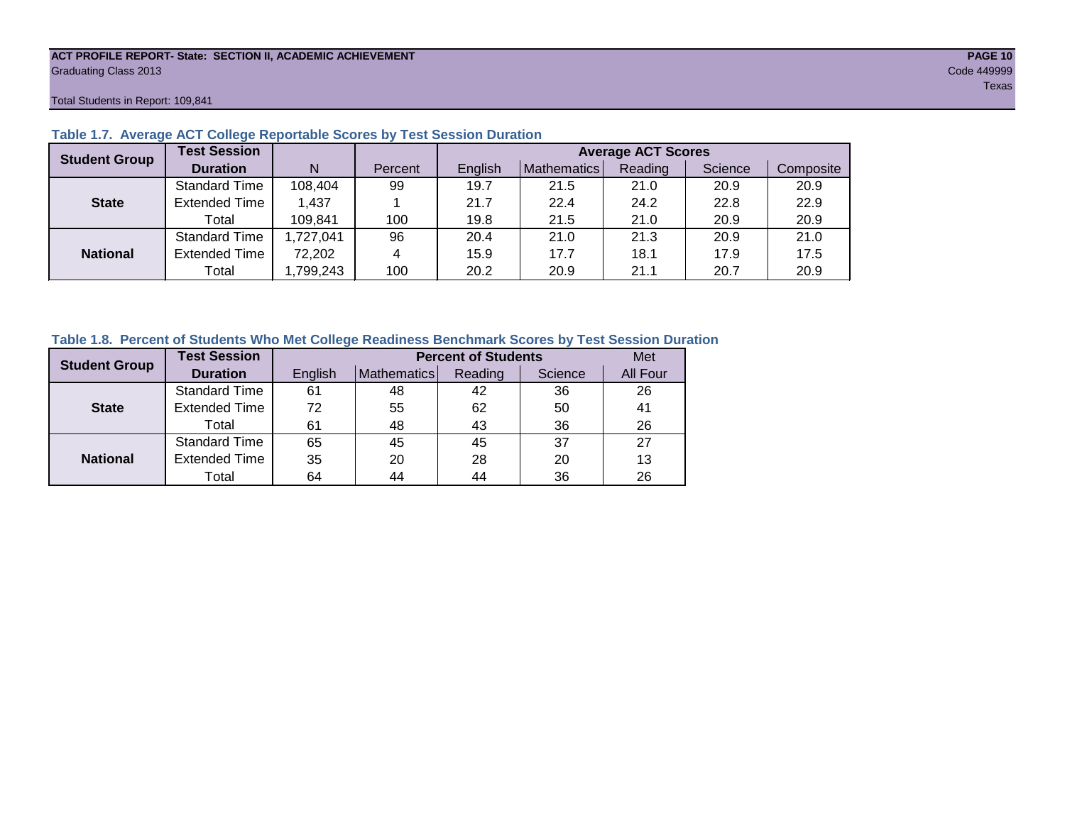### Table 1.7. Average ACT College Reportable Scores by Test Session Duration

| Student Group | Test Session Duration | N | Percent | Average ACT Scores | | | | |
|---|---|---|---|---|---|---|---|---|
| | | | | English | Mathematics | Reading | Science | Composite |
| State | Standard Time | 108,404 | 99 | 19.7 | 21.5 | 21.0 | 20.9 | 20.9 |
| | Extended Time | 1,437 | 1 | 21.7 | 22.4 | 24.2 | 22.8 | 22.9 |
| | Total | 109,841 | 100 | 19.8 | 21.5 | 21.0 | 20.9 | 20.9 |
| National | Standard Time | 1,727,041 | 96 | 20.4 | 21.0 | 21.3 | 20.9 | 21.0 |
| | Extended Time | 72,202 | 4 | 15.9 | 17.7 | 18.1 | 17.9 | 17.5 |
| | Total | 1,799,243 | 100 | 20.2 | 20.9 | 21.1 | 20.7 | 20.9 |

### Table 1.8. Percent of Students Who Met College Readiness Benchmark Scores by Test Session Duration

| Student Group | Test Session Duration | Percent of Students | | | | Met |
|---|---|---|---|---|---|---|
| | | English | Mathematics | Reading | Science | All Four |
| State | Standard Time | 61 | 48 | 42 | 36 | 26 |
| | Extended Time | 72 | 55 | 62 | 50 | 41 |
| | Total | 61 | 48 | 43 | 36 | 26 |
| National | Standard Time | 65 | 45 | 45 | 37 | 27 |
| | Extended Time | 35 | 20 | 28 | 20 | 13 |
| | Total | 64 | 44 | 44 | 36 | 26 |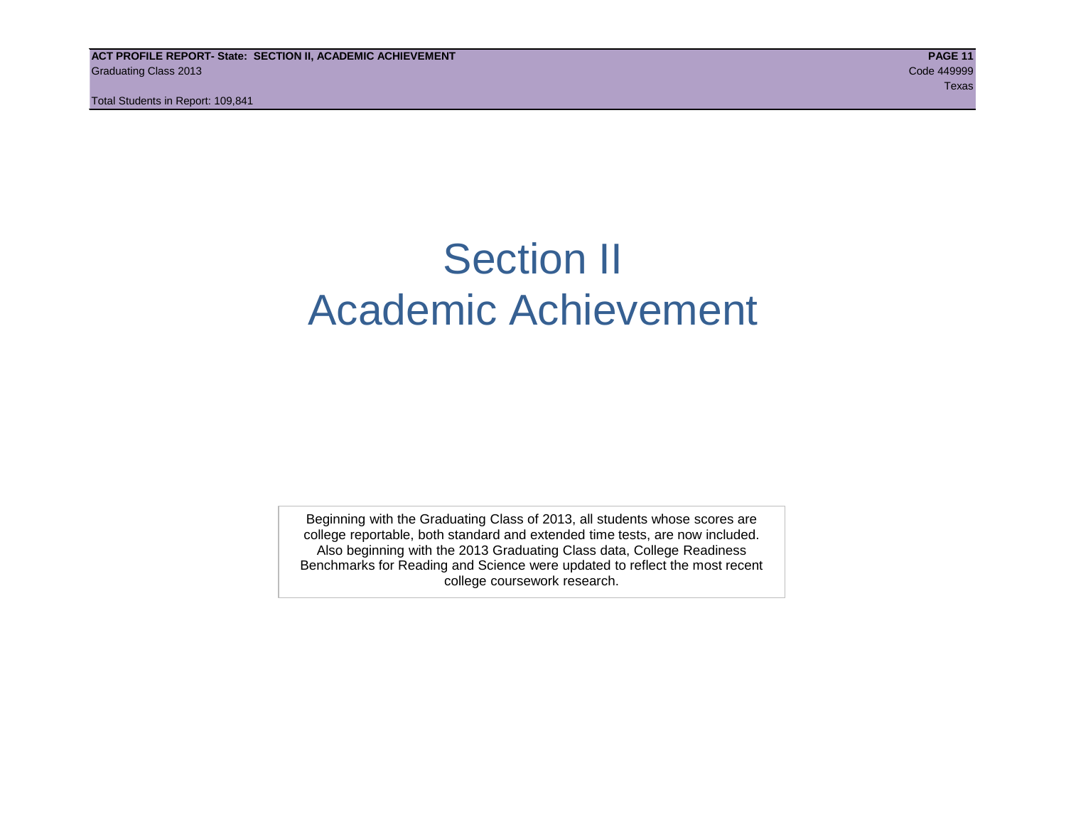# Section II
# Academic Achievement

Beginning with the Graduating Class of 2013, all students whose scores are college reportable, both standard and extended time tests, are now included. Also beginning with the 2013 Graduating Class data, College Readiness Benchmarks for Reading and Science were updated to reflect the most recent college coursework research.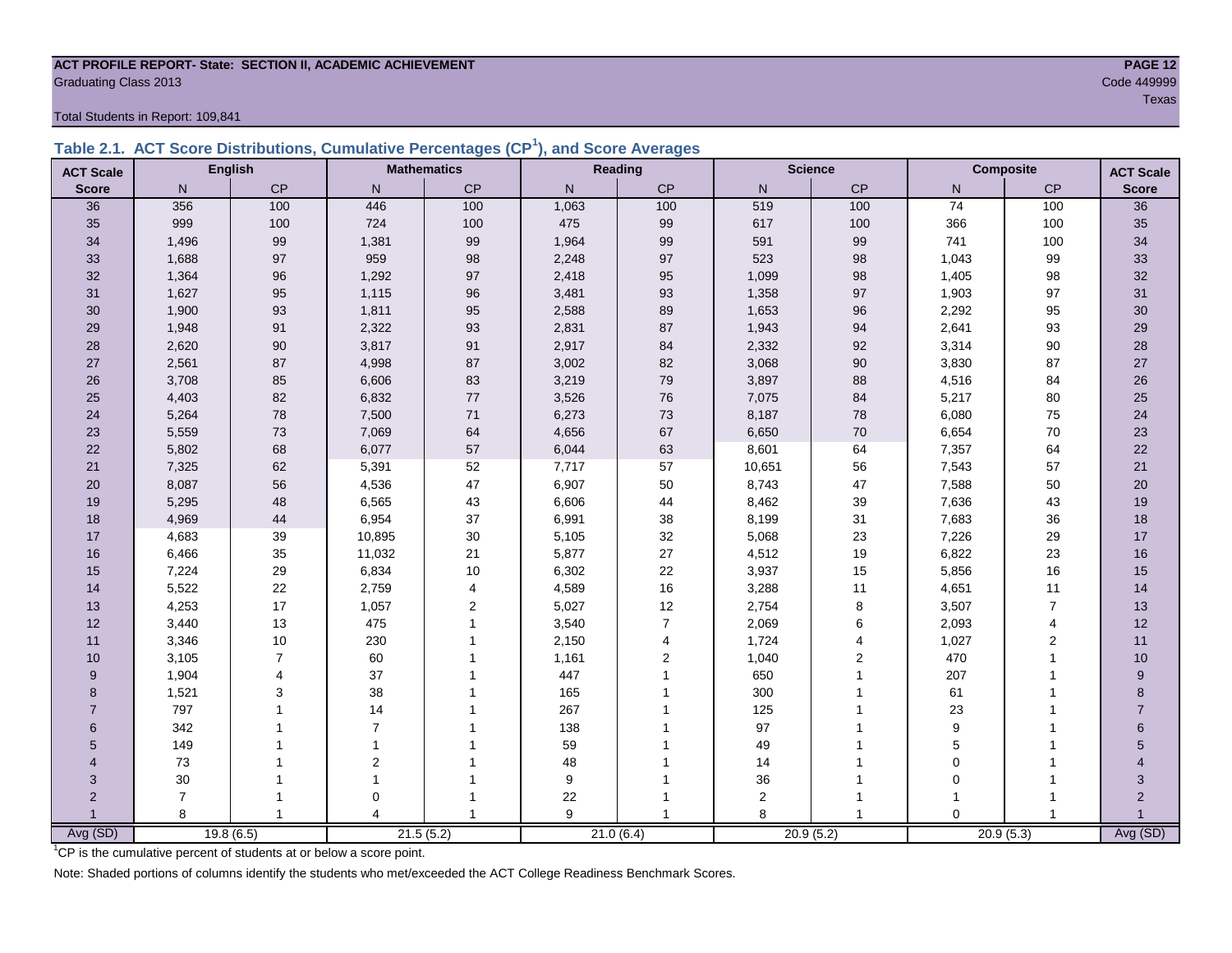**ACT PROFILE REPORT- State: SECTION II, ACADEMIC ACHIEVEMENT**
Graduating Class 2013
Code 449999
Texas

Total Students in Report: 109,841

### Table 2.1. ACT Score Distributions, Cumulative Percentages (CP[1]), and Score Averages

| ACT Scale | English | | Mathematics | | Reading | | Science | | Composite | | ACT Scale |
|---|---|---|---|---|---|---|---|---|---|---|---|
| Score | N | CP | N | CP | N | CP | N | CP | N | CP | Score |
| 36 | 356 | 100 | 446 | 100 | 1,063 | 100 | 519 | 100 | 74 | 100 | 36 |
| 35 | 999 | 100 | 724 | 100 | 475 | 99 | 617 | 100 | 366 | 100 | 35 |
| 34 | 1,496 | 99 | 1,381 | 99 | 1,964 | 99 | 591 | 99 | 741 | 100 | 34 |
| 33 | 1,688 | 97 | 959 | 98 | 2,248 | 97 | 523 | 98 | 1,043 | 99 | 33 |
| 32 | 1,364 | 96 | 1,292 | 97 | 2,418 | 95 | 1,099 | 98 | 1,405 | 98 | 32 |
| 31 | 1,627 | 95 | 1,115 | 96 | 3,481 | 93 | 1,358 | 97 | 1,903 | 97 | 31 |
| 30 | 1,900 | 93 | 1,811 | 95 | 2,588 | 89 | 1,653 | 96 | 2,292 | 95 | 30 |
| 29 | 1,948 | 91 | 2,322 | 93 | 2,831 | 87 | 1,943 | 94 | 2,641 | 93 | 29 |
| 28 | 2,620 | 90 | 3,817 | 91 | 2,917 | 84 | 2,332 | 92 | 3,314 | 90 | 28 |
| 27 | 2,561 | 87 | 4,998 | 87 | 3,002 | 82 | 3,068 | 90 | 3,830 | 87 | 27 |
| 26 | 3,708 | 85 | 6,606 | 83 | 3,219 | 79 | 3,897 | 88 | 4,516 | 84 | 26 |
| 25 | 4,403 | 82 | 6,832 | 77 | 3,526 | 76 | 7,075 | 84 | 5,217 | 80 | 25 |
| 24 | 5,264 | 78 | 7,500 | 71 | 6,273 | 73 | 8,187 | 78 | 6,080 | 75 | 24 |
| 23 | 5,559 | 73 | 7,069 | 64 | 4,656 | 67 | 6,650 | 70 | 6,654 | 70 | 23 |
| 22 | 5,802 | 68 | 6,077 | 57 | 6,044 | 63 | 8,601 | 64 | 7,357 | 64 | 22 |
| 21 | 7,325 | 62 | 5,391 | 52 | 7,717 | 57 | 10,651 | 56 | 7,543 | 57 | 21 |
| 20 | 8,087 | 56 | 4,536 | 47 | 6,907 | 50 | 8,743 | 47 | 7,588 | 50 | 20 |
| 19 | 5,295 | 48 | 6,565 | 43 | 6,606 | 44 | 8,462 | 39 | 7,636 | 43 | 19 |
| 18 | 4,969 | 44 | 6,954 | 37 | 6,991 | 38 | 8,199 | 31 | 7,683 | 36 | 18 |
| 17 | 4,683 | 39 | 10,895 | 30 | 5,105 | 32 | 5,068 | 23 | 7,226 | 29 | 17 |
| 16 | 6,466 | 35 | 11,032 | 21 | 5,877 | 27 | 4,512 | 19 | 6,822 | 23 | 16 |
| 15 | 7,224 | 29 | 6,834 | 10 | 6,302 | 22 | 3,937 | 15 | 5,856 | 16 | 15 |
| 14 | 5,522 | 22 | 2,759 | 4 | 4,589 | 16 | 3,288 | 11 | 4,651 | 11 | 14 |
| 13 | 4,253 | 17 | 1,057 | 2 | 5,027 | 12 | 2,754 | 8 | 3,507 | 7 | 13 |
| 12 | 3,440 | 13 | 475 | 1 | 3,540 | 7 | 2,069 | 6 | 2,093 | 4 | 12 |
| 11 | 3,346 | 10 | 230 | 1 | 2,150 | 4 | 1,724 | 4 | 1,027 | 2 | 11 |
| 10 | 3,105 | 7 | 60 | 1 | 1,161 | 2 | 1,040 | 2 | 470 | 1 | 10 |
| 9 | 1,904 | 4 | 37 | 1 | 447 | 1 | 650 | 1 | 207 | 1 | 9 |
| 8 | 1,521 | 3 | 38 | 1 | 165 | 1 | 300 | 1 | 61 | 1 | 8 |
| 7 | 797 | 1 | 14 | 1 | 267 | 1 | 125 | 1 | 23 | 1 | 7 |
| 6 | 342 | 1 | 7 | 1 | 138 | 1 | 97 | 1 | 9 | 1 | 6 |
| 5 | 149 | 1 | 1 | 1 | 59 | 1 | 49 | 1 | 5 | 1 | 5 |
| 4 | 73 | 1 | 2 | 1 | 48 | 1 | 14 | 1 | 0 | 1 | 4 |
| 3 | 30 | 1 | 1 | 1 | 9 | 1 | 36 | 1 | 0 | 1 | 3 |
| 2 | 7 | 1 | 0 | 1 | 22 | 1 | 2 | 1 | 1 | 1 | 2 |
| 1 | 8 | 1 | 4 | 1 | 9 | 1 | 8 | 1 | 0 | 1 | 1 |
| Avg (SD) | 19.8 (6.5) | | 21.5 (5.2) | | 21.0 (6.4) | | 20.9 (5.2) | | 20.9 (5.3) | | Avg (SD) |

[1]CP is the cumulative percent of students at or below a score point.

Note: Shaded portions of columns identify the students who met/exceeded the ACT College Readiness Benchmark Scores.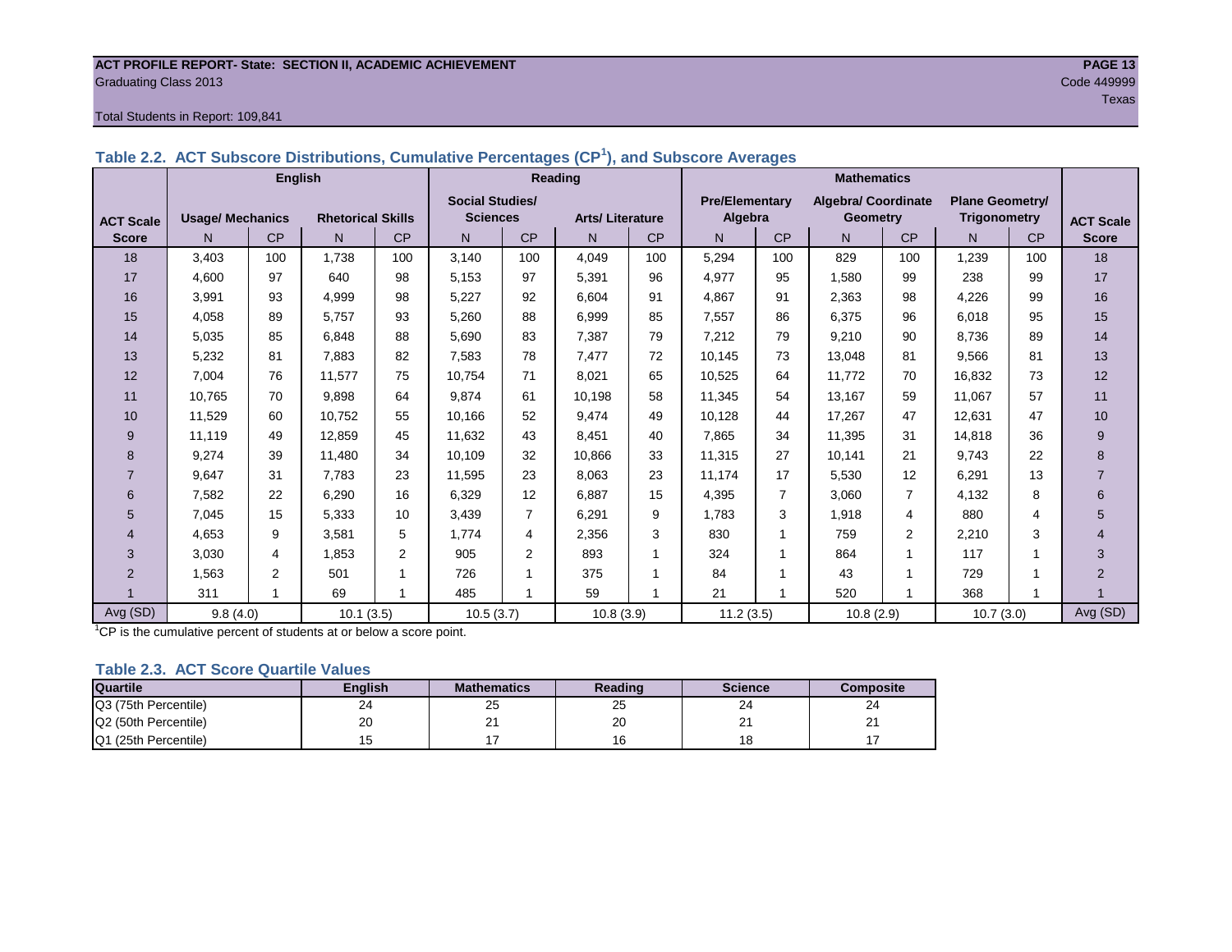**ACT PROFILE REPORT- State: SECTION II, ACADEMIC ACHIEVEMENT**
Graduating Class 2013
Code 449999
Texas

Total Students in Report: 109,841

## Table 2.2. ACT Subscore Distributions, Cumulative Percentages (CP[1]), and Subscore Averages

| ACT Scale Score | English | | | | Reading | | | | Mathematics | | | | | | ACT Scale Score |
|---|---|---|---|---|---|---|---|---|---|---|---|---|---|---|---|
| | Usage/ Mechanics | | Rhetorical Skills | | Social Studies/ Sciences | | Arts/ Literature | | Pre/Elementary Algebra | | Algebra/ Coordinate Geometry | | Plane Geometry/ Trigonometry | | |
| | N | CP | N | CP | N | CP | N | CP | N | CP | N | CP | N | CP | |
| 18 | 3,403 | 100 | 1,738 | 100 | 3,140 | 100 | 4,049 | 100 | 5,294 | 100 | 829 | 100 | 1,239 | 100 | 18 |
| 17 | 4,600 | 97 | 640 | 98 | 5,153 | 97 | 5,391 | 96 | 4,977 | 95 | 1,580 | 99 | 238 | 99 | 17 |
| 16 | 3,991 | 93 | 4,999 | 98 | 5,227 | 92 | 6,604 | 91 | 4,867 | 91 | 2,363 | 98 | 4,226 | 99 | 16 |
| 15 | 4,058 | 89 | 5,757 | 93 | 5,260 | 88 | 6,999 | 85 | 7,557 | 86 | 6,375 | 96 | 6,018 | 95 | 15 |
| 14 | 5,035 | 85 | 6,848 | 88 | 5,690 | 83 | 7,387 | 79 | 7,212 | 79 | 9,210 | 90 | 8,736 | 89 | 14 |
| 13 | 5,232 | 81 | 7,883 | 82 | 7,583 | 78 | 7,477 | 72 | 10,145 | 73 | 13,048 | 81 | 9,566 | 81 | 13 |
| 12 | 7,004 | 76 | 11,577 | 75 | 10,754 | 71 | 8,021 | 65 | 10,525 | 64 | 11,772 | 70 | 16,832 | 73 | 12 |
| 11 | 10,765 | 70 | 9,898 | 64 | 9,874 | 61 | 10,198 | 58 | 11,345 | 54 | 13,167 | 59 | 11,067 | 57 | 11 |
| 10 | 11,529 | 60 | 10,752 | 55 | 10,166 | 52 | 9,474 | 49 | 10,128 | 44 | 17,267 | 47 | 12,631 | 47 | 10 |
| 9 | 11,119 | 49 | 12,859 | 45 | 11,632 | 43 | 8,451 | 40 | 7,865 | 34 | 11,395 | 31 | 14,818 | 36 | 9 |
| 8 | 9,274 | 39 | 11,480 | 34 | 10,109 | 32 | 10,866 | 33 | 11,315 | 27 | 10,141 | 21 | 9,743 | 22 | 8 |
| 7 | 9,647 | 31 | 7,783 | 23 | 11,595 | 23 | 8,063 | 23 | 11,174 | 17 | 5,530 | 12 | 6,291 | 13 | 7 |
| 6 | 7,582 | 22 | 6,290 | 16 | 6,329 | 12 | 6,887 | 15 | 4,395 | 7 | 3,060 | 7 | 4,132 | 8 | 6 |
| 5 | 7,045 | 15 | 5,333 | 10 | 3,439 | 7 | 6,291 | 9 | 1,783 | 3 | 1,918 | 4 | 880 | 4 | 5 |
| 4 | 4,653 | 9 | 3,581 | 5 | 1,774 | 4 | 2,356 | 3 | 830 | 1 | 759 | 2 | 2,210 | 3 | 4 |
| 3 | 3,030 | 4 | 1,853 | 2 | 905 | 2 | 893 | 1 | 324 | 1 | 864 | 1 | 117 | 1 | 3 |
| 2 | 1,563 | 2 | 501 | 1 | 726 | 1 | 375 | 1 | 84 | 1 | 43 | 1 | 729 | 1 | 2 |
| 1 | 311 | 1 | 69 | 1 | 485 | 1 | 59 | 1 | 21 | 1 | 520 | 1 | 368 | 1 | 1 |
| Avg (SD) | 9.8 (4.0) | | 10.1 (3.5) | | 10.5 (3.7) | | 10.8 (3.9) | | 11.2 (3.5) | | 10.8 (2.9) | | 10.7 (3.0) | | Avg (SD) |

[1]CP is the cumulative percent of students at or below a score point.

## Table 2.3. ACT Score Quartile Values

| Quartile | English | Mathematics | Reading | Science | Composite |
|---|---|---|---|---|---|
| Q3 (75th Percentile) | 24 | 25 | 25 | 24 | 24 |
| Q2 (50th Percentile) | 20 | 21 | 20 | 21 | 21 |
| Q1 (25th Percentile) | 15 | 17 | 16 | 18 | 17 |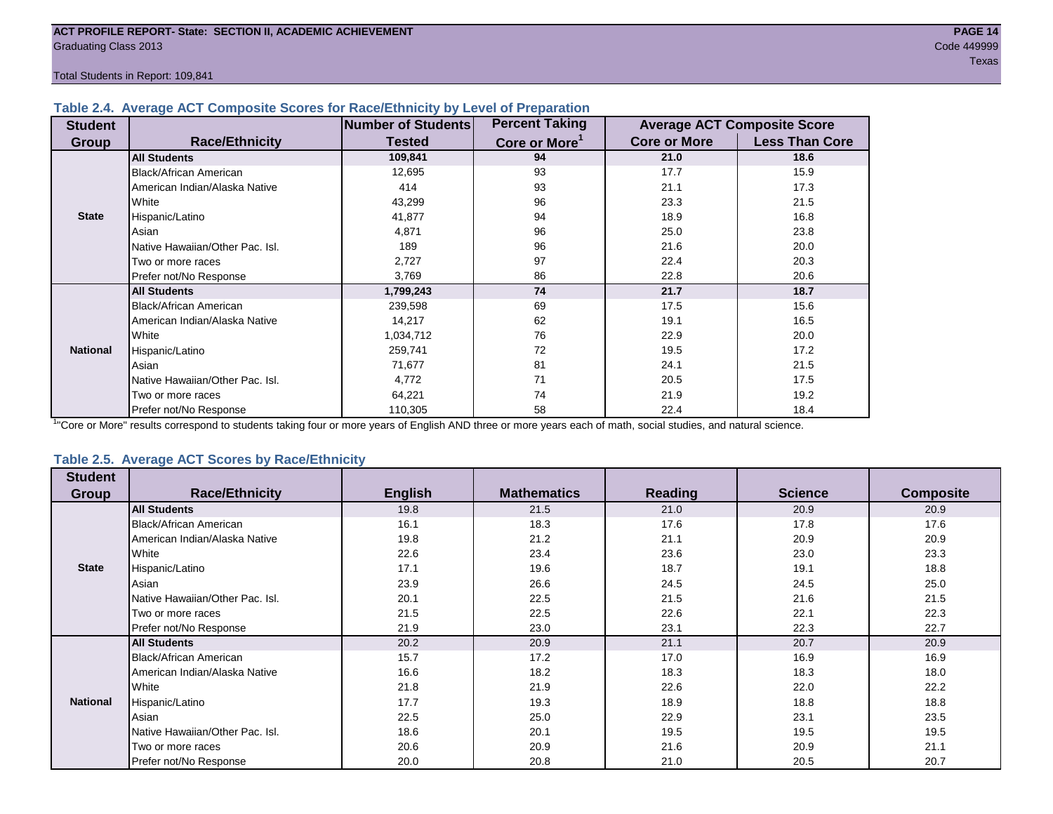ACT PROFILE REPORT- State: SECTION II, ACADEMIC ACHIEVEMENT
Graduating Class 2013
Code 449999
Texas

Total Students in Report: 109,841

### Table 2.4. Average ACT Composite Scores for Race/Ethnicity by Level of Preparation

| Student Group | Race/Ethnicity | Number of Students Tested | Percent Taking Core or More[1] | Average ACT Composite Score | |
|---|---|---|---|---|---|
| | | | | Core or More | Less Than Core |
| State | **All Students** | **109,841** | **94** | **21.0** | **18.6** |
| | Black/African American | 12,695 | 93 | 17.7 | 15.9 |
| | American Indian/Alaska Native | 414 | 93 | 21.1 | 17.3 |
| | White | 43,299 | 96 | 23.3 | 21.5 |
| | Hispanic/Latino | 41,877 | 94 | 18.9 | 16.8 |
| | Asian | 4,871 | 96 | 25.0 | 23.8 |
| | Native Hawaiian/Other Pac. Isl. | 189 | 96 | 21.6 | 20.0 |
| | Two or more races | 2,727 | 97 | 22.4 | 20.3 |
| | Prefer not/No Response | 3,769 | 86 | 22.8 | 20.6 |
| National | **All Students** | **1,799,243** | **74** | **21.7** | **18.7** |
| | Black/African American | 239,598 | 69 | 17.5 | 15.6 |
| | American Indian/Alaska Native | 14,217 | 62 | 19.1 | 16.5 |
| | White | 1,034,712 | 76 | 22.9 | 20.0 |
| | Hispanic/Latino | 259,741 | 72 | 19.5 | 17.2 |
| | Asian | 71,677 | 81 | 24.1 | 21.5 |
| | Native Hawaiian/Other Pac. Isl. | 4,772 | 71 | 20.5 | 17.5 |
| | Two or more races | 64,221 | 74 | 21.9 | 19.2 |
| | Prefer not/No Response | 110,305 | 58 | 22.4 | 18.4 |

[1]"Core or More" results correspond to students taking four or more years of English AND three or more years each of math, social studies, and natural science.

### Table 2.5. Average ACT Scores by Race/Ethnicity

| Student Group | Race/Ethnicity | English | Mathematics | Reading | Science | Composite |
|---|---|---|---|---|---|---|
| State | **All Students** | 19.8 | 21.5 | 21.0 | 20.9 | 20.9 |
| | Black/African American | 16.1 | 18.3 | 17.6 | 17.8 | 17.6 |
| | American Indian/Alaska Native | 19.8 | 21.2 | 21.1 | 20.9 | 20.9 |
| | White | 22.6 | 23.4 | 23.6 | 23.0 | 23.3 |
| | Hispanic/Latino | 17.1 | 19.6 | 18.7 | 19.1 | 18.8 |
| | Asian | 23.9 | 26.6 | 24.5 | 24.5 | 25.0 |
| | Native Hawaiian/Other Pac. Isl. | 20.1 | 22.5 | 21.5 | 21.6 | 21.5 |
| | Two or more races | 21.5 | 22.5 | 22.6 | 22.1 | 22.3 |
| | Prefer not/No Response | 21.9 | 23.0 | 23.1 | 22.3 | 22.7 |
| National | **All Students** | 20.2 | 20.9 | 21.1 | 20.7 | 20.9 |
| | Black/African American | 15.7 | 17.2 | 17.0 | 16.9 | 16.9 |
| | American Indian/Alaska Native | 16.6 | 18.2 | 18.3 | 18.3 | 18.0 |
| | White | 21.8 | 21.9 | 22.6 | 22.0 | 22.2 |
| | Hispanic/Latino | 17.7 | 19.3 | 18.9 | 18.8 | 18.8 |
| | Asian | 22.5 | 25.0 | 22.9 | 23.1 | 23.5 |
| | Native Hawaiian/Other Pac. Isl. | 18.6 | 20.1 | 19.5 | 19.5 | 19.5 |
| | Two or more races | 20.6 | 20.9 | 21.6 | 20.9 | 21.1 |
| | Prefer not/No Response | 20.0 | 20.8 | 21.0 | 20.5 | 20.7 |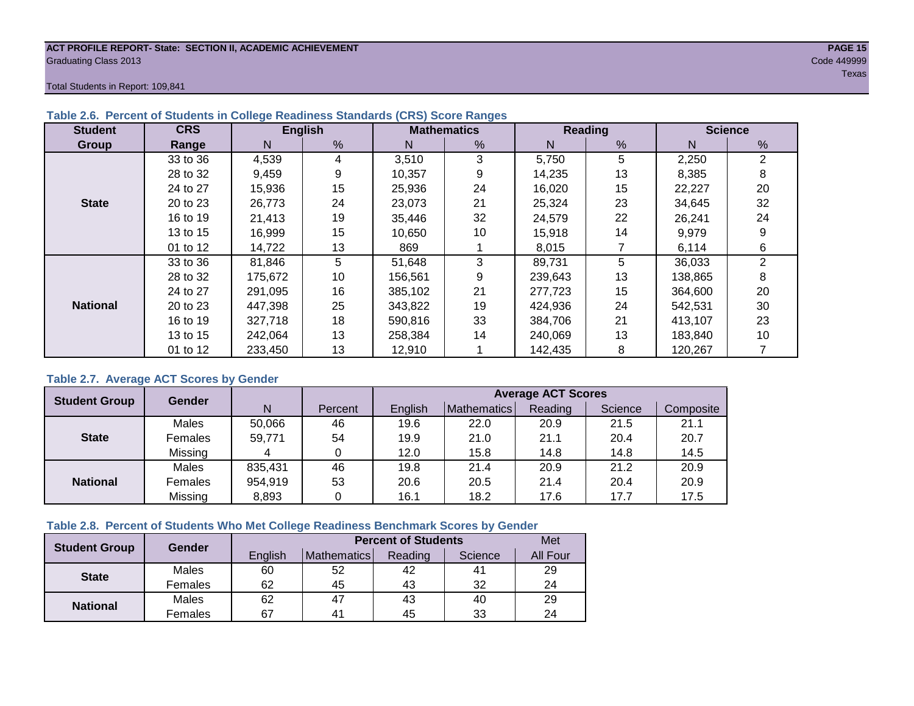**ACT PROFILE REPORT- State: SECTION II, ACADEMIC ACHIEVEMENT**
Graduating Class 2013

Code 449999
Texas

Total Students in Report: 109,841

### Table 2.6. Percent of Students in College Readiness Standards (CRS) Score Ranges

| Student Group | CRS Range | English | | Mathematics | | Reading | | Science | |
|---|---|---|---|---|---|---|---|---|---|
| | | N | % | N | % | N | % | N | % |
| State | 33 to 36 | 4,539 | 4 | 3,510 | 3 | 5,750 | 5 | 2,250 | 2 |
| | 28 to 32 | 9,459 | 9 | 10,357 | 9 | 14,235 | 13 | 8,385 | 8 |
| | 24 to 27 | 15,936 | 15 | 25,936 | 24 | 16,020 | 15 | 22,227 | 20 |
| | 20 to 23 | 26,773 | 24 | 23,073 | 21 | 25,324 | 23 | 34,645 | 32 |
| | 16 to 19 | 21,413 | 19 | 35,446 | 32 | 24,579 | 22 | 26,241 | 24 |
| | 13 to 15 | 16,999 | 15 | 10,650 | 10 | 15,918 | 14 | 9,979 | 9 |
| | 01 to 12 | 14,722 | 13 | 869 | 1 | 8,015 | 7 | 6,114 | 6 |
| National | 33 to 36 | 81,846 | 5 | 51,648 | 3 | 89,731 | 5 | 36,033 | 2 |
| | 28 to 32 | 175,672 | 10 | 156,561 | 9 | 239,643 | 13 | 138,865 | 8 |
| | 24 to 27 | 291,095 | 16 | 385,102 | 21 | 277,723 | 15 | 364,600 | 20 |
| | 20 to 23 | 447,398 | 25 | 343,822 | 19 | 424,936 | 24 | 542,531 | 30 |
| | 16 to 19 | 327,718 | 18 | 590,816 | 33 | 384,706 | 21 | 413,107 | 23 |
| | 13 to 15 | 242,064 | 13 | 258,384 | 14 | 240,069 | 13 | 183,840 | 10 |
| | 01 to 12 | 233,450 | 13 | 12,910 | 1 | 142,435 | 8 | 120,267 | 7 |

### Table 2.7. Average ACT Scores by Gender

| Student Group | Gender | N | Percent | Average ACT Scores | | | | |
|---|---|---|---|---|---|---|---|---|
| | | | | English | Mathematics | Reading | Science | Composite |
| State | Males | 50,066 | 46 | 19.6 | 22.0 | 20.9 | 21.5 | 21.1 |
| | Females | 59,771 | 54 | 19.9 | 21.0 | 21.1 | 20.4 | 20.7 |
| | Missing | 4 | 0 | 12.0 | 15.8 | 14.8 | 14.8 | 14.5 |
| National | Males | 835,431 | 46 | 19.8 | 21.4 | 20.9 | 21.2 | 20.9 |
| | Females | 954,919 | 53 | 20.6 | 20.5 | 21.4 | 20.4 | 20.9 |
| | Missing | 8,893 | 0 | 16.1 | 18.2 | 17.6 | 17.7 | 17.5 |

### Table 2.8. Percent of Students Who Met College Readiness Benchmark Scores by Gender

| Student Group | Gender | Percent of Students | | | | Met |
|---|---|---|---|---|---|---|
| | | English | Mathematics | Reading | Science | All Four |
| State | Males | 60 | 52 | 42 | 41 | 29 |
| | Females | 62 | 45 | 43 | 32 | 24 |
| National | Males | 62 | 47 | 43 | 40 | 29 |
| | Females | 67 | 41 | 45 | 33 | 24 |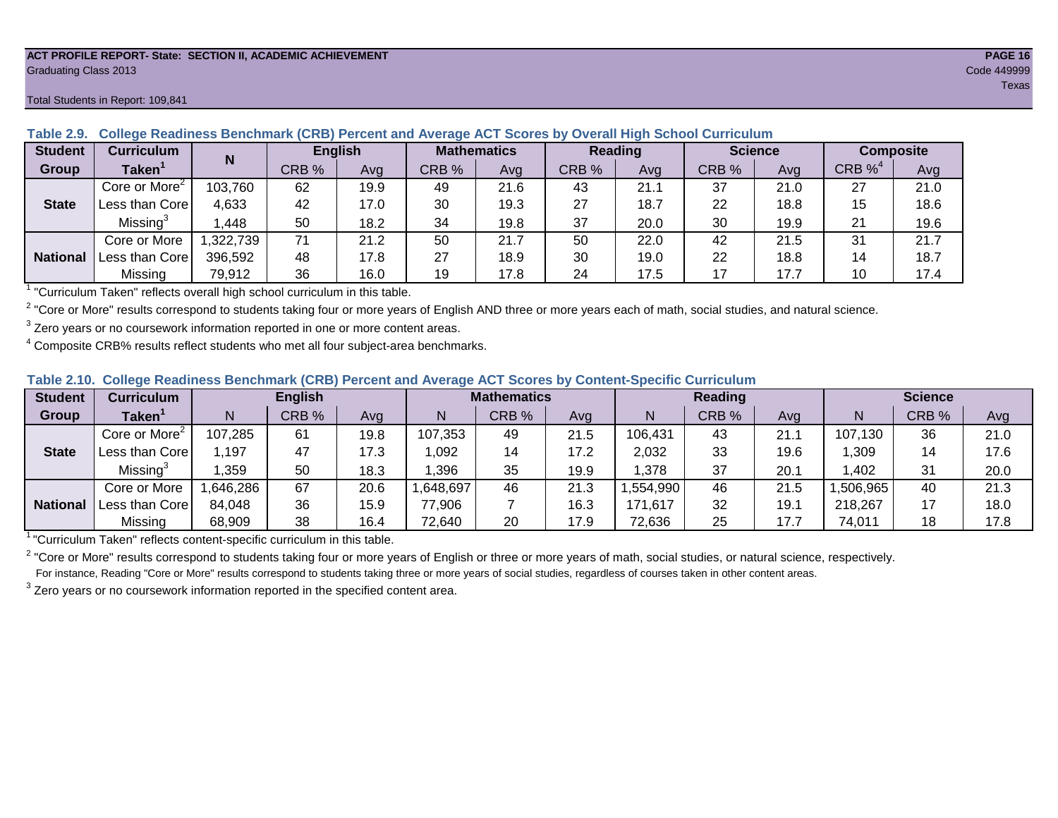Total Students in Report: 109,841

### Table 2.9. College Readiness Benchmark (CRB) Percent and Average ACT Scores by Overall High School Curriculum

| Student Group | Curriculum Taken[1] | N | English | | Mathematics | | Reading | | Science | | Composite | |
|---|---|---|---|---|---|---|---|---|---|---|---|---|
| | | | CRB % | Avg | CRB % | Avg | CRB % | Avg | CRB % | Avg | CRB %[4] | Avg |
| State | Core or More[2] | 103,760 | 62 | 19.9 | 49 | 21.6 | 43 | 21.1 | 37 | 21.0 | 27 | 21.0 |
| | Less than Core | 4,633 | 42 | 17.0 | 30 | 19.3 | 27 | 18.7 | 22 | 18.8 | 15 | 18.6 |
| | Missing[3] | 1,448 | 50 | 18.2 | 34 | 19.8 | 37 | 20.0 | 30 | 19.9 | 21 | 19.6 |
| National | Core or More | 1,322,739 | 71 | 21.2 | 50 | 21.7 | 50 | 22.0 | 42 | 21.5 | 31 | 21.7 |
| | Less than Core | 396,592 | 48 | 17.8 | 27 | 18.9 | 30 | 19.0 | 22 | 18.8 | 14 | 18.7 |
| | Missing | 79,912 | 36 | 16.0 | 19 | 17.8 | 24 | 17.5 | 17 | 17.7 | 10 | 17.4 |

[1] "Curriculum Taken" reflects overall high school curriculum in this table.

[2] "Core or More" results correspond to students taking four or more years of English AND three or more years each of math, social studies, and natural science.

[3] Zero years or no coursework information reported in one or more content areas.

[4] Composite CRB% results reflect students who met all four subject-area benchmarks.

### Table 2.10. College Readiness Benchmark (CRB) Percent and Average ACT Scores by Content-Specific Curriculum

| Student Group | Curriculum Taken[1] | English | | | Mathematics | | | Reading | | | Science | | |
|---|---|---|---|---|---|---|---|---|---|---|---|---|---|
| | | N | CRB % | Avg | N | CRB % | Avg | N | CRB % | Avg | N | CRB % | Avg |
| State | Core or More[2] | 107,285 | 61 | 19.8 | 107,353 | 49 | 21.5 | 106,431 | 43 | 21.1 | 107,130 | 36 | 21.0 |
| | Less than Core | 1,197 | 47 | 17.3 | 1,092 | 14 | 17.2 | 2,032 | 33 | 19.6 | 1,309 | 14 | 17.6 |
| | Missing[3] | 1,359 | 50 | 18.3 | 1,396 | 35 | 19.9 | 1,378 | 37 | 20.1 | 1,402 | 31 | 20.0 |
| National | Core or More | 1,646,286 | 67 | 20.6 | 1,648,697 | 46 | 21.3 | 1,554,990 | 46 | 21.5 | 1,506,965 | 40 | 21.3 |
| | Less than Core | 84,048 | 36 | 15.9 | 77,906 | 7 | 16.3 | 171,617 | 32 | 19.1 | 218,267 | 17 | 18.0 |
| | Missing | 68,909 | 38 | 16.4 | 72,640 | 20 | 17.9 | 72,636 | 25 | 17.7 | 74,011 | 18 | 17.8 |

[1] "Curriculum Taken" reflects content-specific curriculum in this table.

[2] "Core or More" results correspond to students taking four or more years of English or three or more years of math, social studies, or natural science, respectively.
For instance, Reading "Core or More" results correspond to students taking three or more years of social studies, regardless of courses taken in other content areas.

[3] Zero years or no coursework information reported in the specified content area.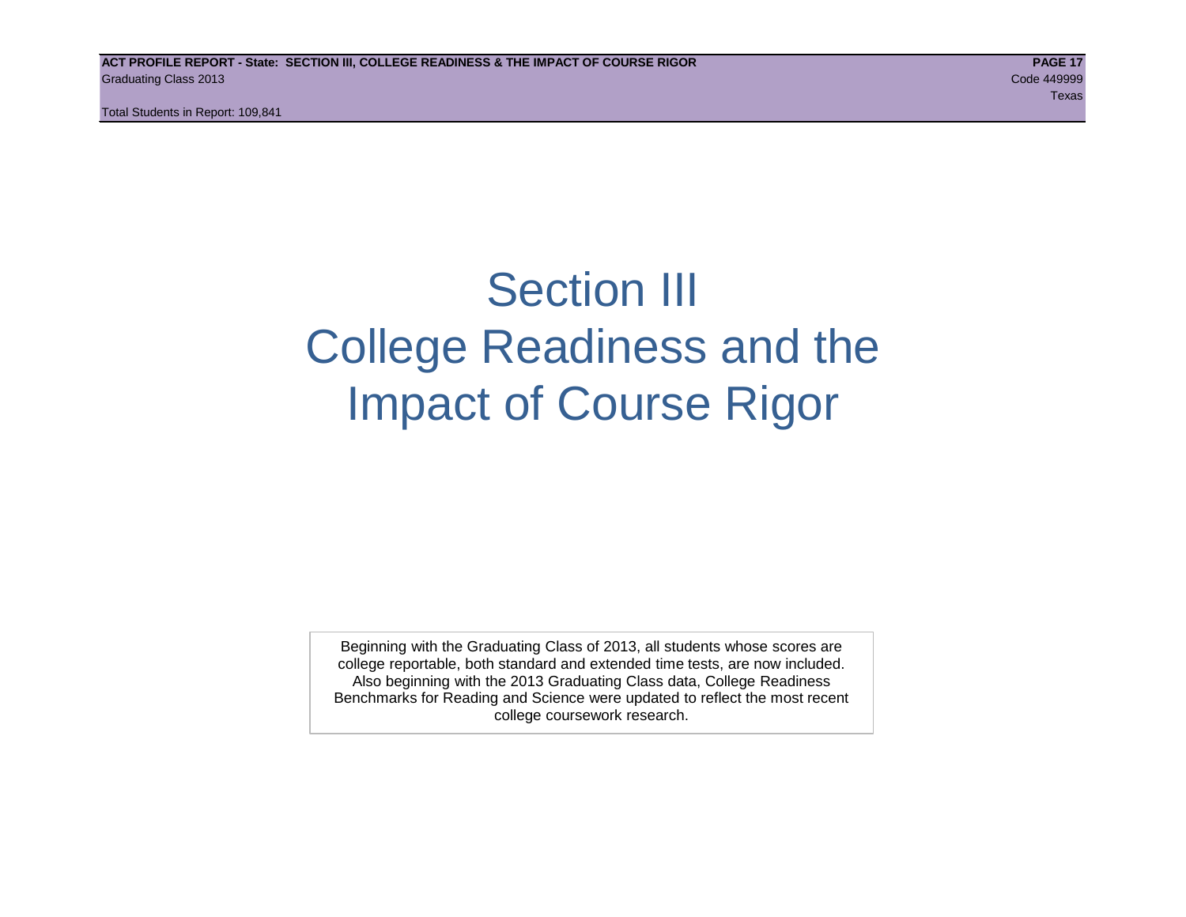# Section III
# College Readiness and the Impact of Course Rigor

Beginning with the Graduating Class of 2013, all students whose scores are college reportable, both standard and extended time tests, are now included. Also beginning with the 2013 Graduating Class data, College Readiness Benchmarks for Reading and Science were updated to reflect the most recent college coursework research.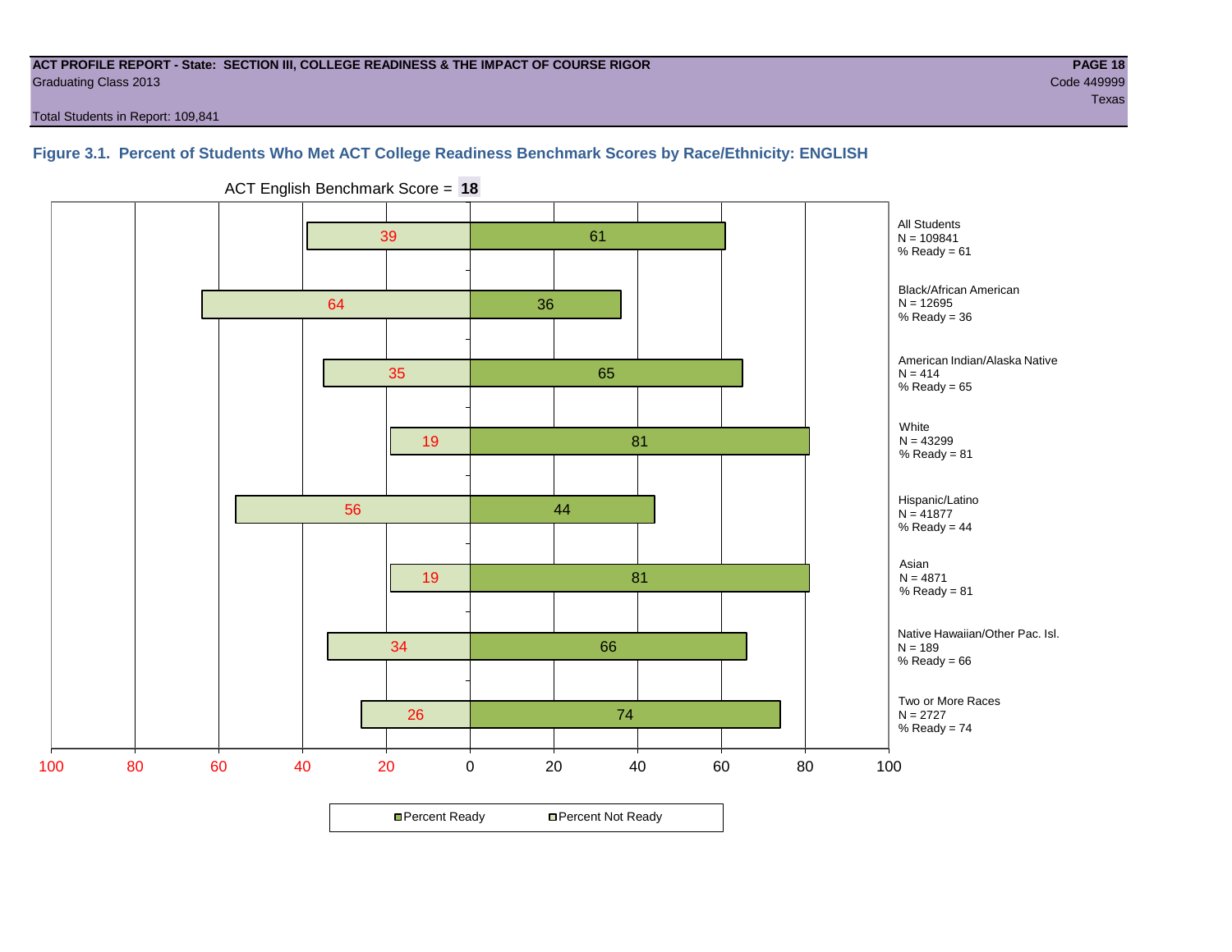**ACT PROFILE REPORT - State: SECTION III, COLLEGE READINESS & THE IMPACT OF COURSE RIGOR**
Graduating Class 2013
Total Students in Report: 109,841

Code 449999
Texas

### Figure 3.1. Percent of Students Who Met ACT College Readiness Benchmark Scores by Race/Ethnicity: ENGLISH

ACT English Benchmark Score = **18**

| Group | N | Percent Not Ready | Percent Ready |
|---|---|---|---|
| All Students | 109841 | 39 | 61 |
| Black/African American | 12695 | 64 | 36 |
| American Indian/Alaska Native | 414 | 35 | 65 |
| White | 43299 | 19 | 81 |
| Hispanic/Latino | 41877 | 56 | 44 |
| Asian | 4871 | 19 | 81 |
| Native Hawaiian/Other Pac. Isl. | 189 | 34 | 66 |
| Two or More Races | 2727 | 26 | 74 |

All Students
N = 109841
% Ready = 61

Black/African American
N = 12695
% Ready = 36

American Indian/Alaska Native
N = 414
% Ready = 65

White
N = 43299
% Ready = 81

Hispanic/Latino
N = 41877
% Ready = 44

Asian
N = 4871
% Ready = 81

Native Hawaiian/Other Pac. Isl.
N = 189
% Ready = 66

Two or More Races
N = 2727
% Ready = 74

Percent Ready | Percent Not Ready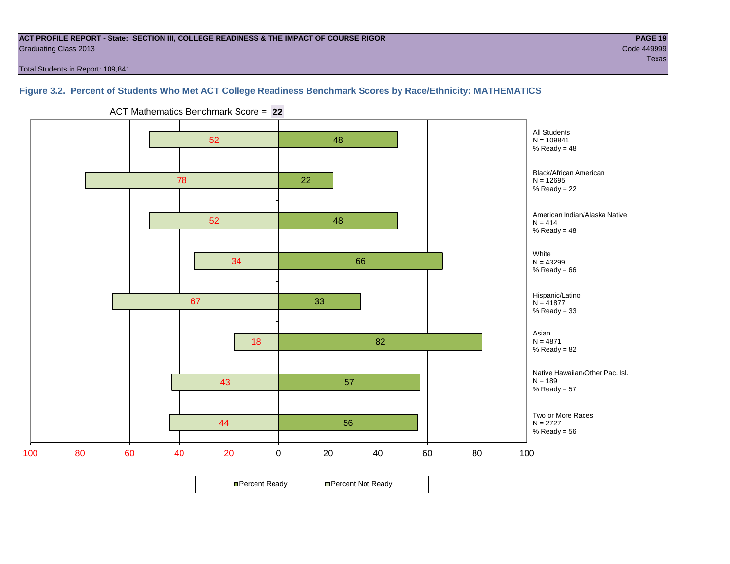**ACT PROFILE REPORT - State: SECTION III, COLLEGE READINESS & THE IMPACT OF COURSE RIGOR**

Graduating Class 2013

Code 449999

Texas

Total Students in Report: 109,841

### Figure 3.2. Percent of Students Who Met ACT College Readiness Benchmark Scores by Race/Ethnicity: MATHEMATICS

ACT Mathematics Benchmark Score = **22**

| Group | N | Percent Not Ready | Percent Ready |
|---|---|---|---|
| All Students | 109841 | 52 | 48 |
| Black/African American | 12695 | 78 | 22 |
| American Indian/Alaska Native | 414 | 52 | 48 |
| White | 43299 | 34 | 66 |
| Hispanic/Latino | 41877 | 67 | 33 |
| Asian | 4871 | 18 | 82 |
| Native Hawaiian/Other Pac. Isl. | 189 | 43 | 57 |
| Two or More Races | 2727 | 44 | 56 |

Percent Ready | Percent Not Ready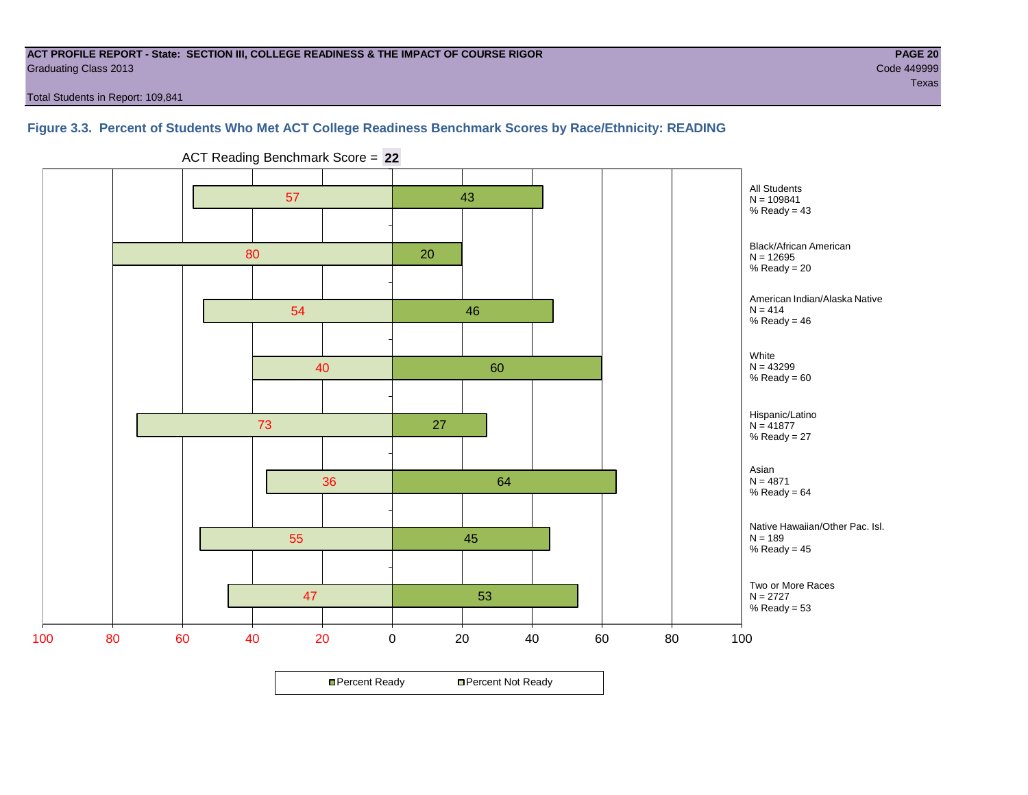ACT PROFILE REPORT - State: SECTION III, COLLEGE READINESS & THE IMPACT OF COURSE RIGOR

Graduating Class 2013

Code 449999

Texas

Total Students in Report: 109,841

### Figure 3.3. Percent of Students Who Met ACT College Readiness Benchmark Scores by Race/Ethnicity: READING

ACT Reading Benchmark Score = **22**

| Group | N | Percent Not Ready | Percent Ready |
|---|---|---|---|
| All Students | 109841 | 57 | 43 |
| Black/African American | 12695 | 80 | 20 |
| American Indian/Alaska Native | 414 | 54 | 46 |
| White | 43299 | 40 | 60 |
| Hispanic/Latino | 41877 | 73 | 27 |
| Asian | 4871 | 36 | 64 |
| Native Hawaiian/Other Pac. Isl. | 189 | 55 | 45 |
| Two or More Races | 2727 | 47 | 53 |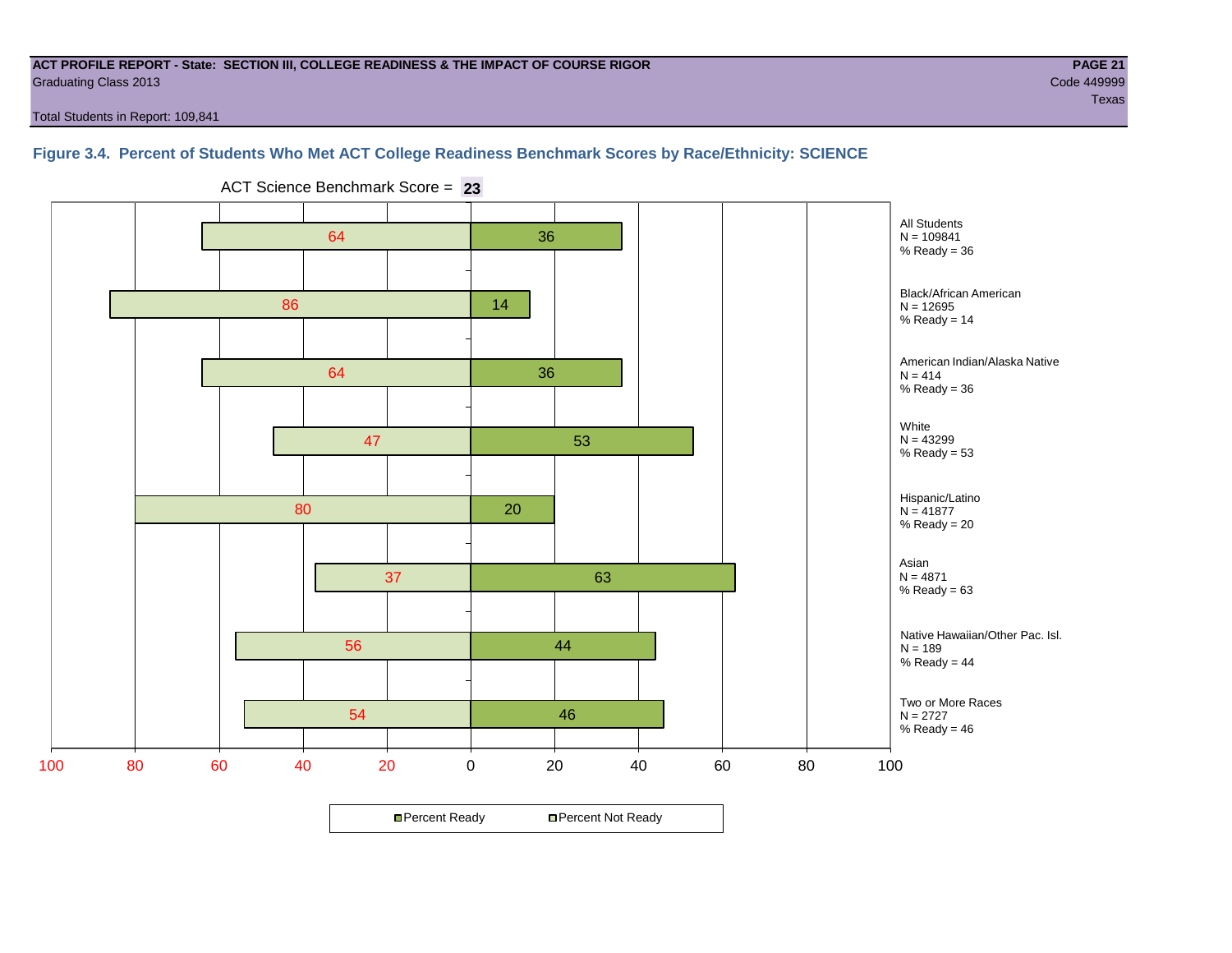**ACT PROFILE REPORT - State: SECTION III, COLLEGE READINESS & THE IMPACT OF COURSE RIGOR**
Graduating Class 2013

Code 449999
Texas

Total Students in Report: 109,841

### Figure 3.4. Percent of Students Who Met ACT College Readiness Benchmark Scores by Race/Ethnicity: SCIENCE

ACT Science Benchmark Score = **23**

| Group | N | Percent Not Ready | Percent Ready |
|---|---|---|---|
| All Students | 109841 | 64 | 36 |
| Black/African American | 12695 | 86 | 14 |
| American Indian/Alaska Native | 414 | 64 | 36 |
| White | 43299 | 47 | 53 |
| Hispanic/Latino | 41877 | 80 | 20 |
| Asian | 4871 | 37 | 63 |
| Native Hawaiian/Other Pac. Isl. | 189 | 56 | 44 |
| Two or More Races | 2727 | 54 | 46 |

■ Percent Ready □ Percent Not Ready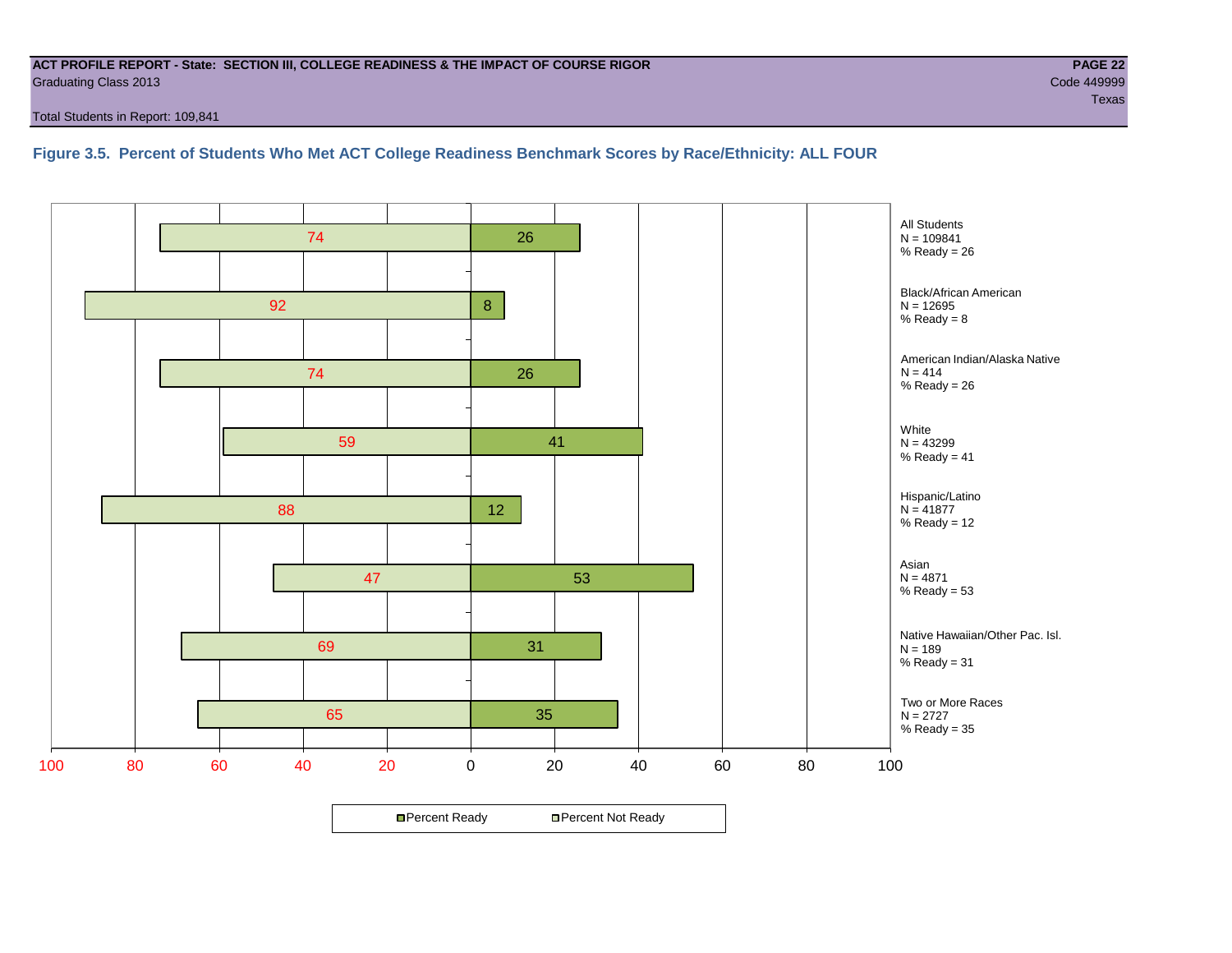**ACT PROFILE REPORT - State: SECTION III, COLLEGE READINESS & THE IMPACT OF COURSE RIGOR**
Graduating Class 2013

**PAGE 22**
Code 449999
Texas

Total Students in Report: 109,841

### Figure 3.5. Percent of Students Who Met ACT College Readiness Benchmark Scores by Race/Ethnicity: ALL FOUR

| Group | N | Percent Not Ready | Percent Ready |
|---|---|---|---|
| All Students | 109841 | 74 | 26 |
| Black/African American | 12695 | 92 | 8 |
| American Indian/Alaska Native | 414 | 74 | 26 |
| White | 43299 | 59 | 41 |
| Hispanic/Latino | 41877 | 88 | 12 |
| Asian | 4871 | 47 | 53 |
| Native Hawaiian/Other Pac. Isl. | 189 | 69 | 31 |
| Two or More Races | 2727 | 65 | 35 |

Percent Ready | Percent Not Ready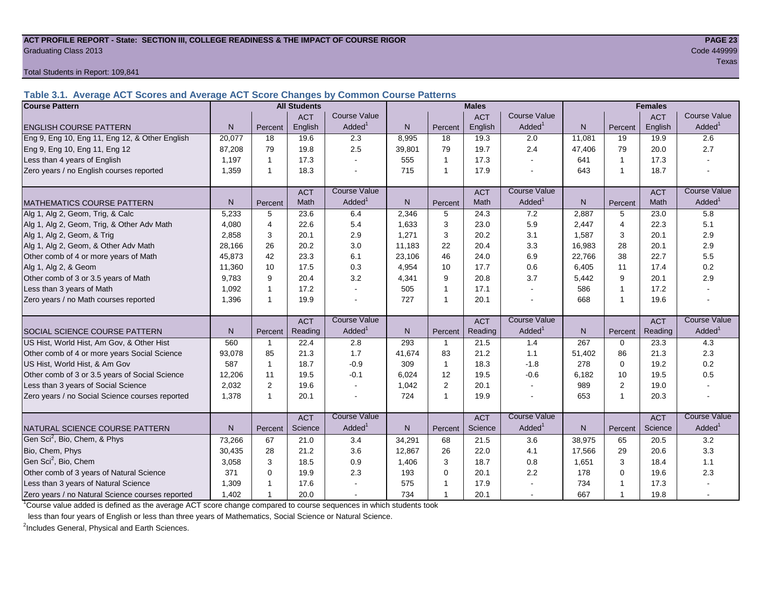**ACT PROFILE REPORT - State: SECTION III, COLLEGE READINESS & THE IMPACT OF COURSE RIGOR**

Graduating Class 2013

Code 449999

Texas

Total Students in Report: 109,841

## Table 3.1. Average ACT Scores and Average ACT Score Changes by Common Course Patterns

| Course Pattern | All Students | | | | Males | | | | Females | | | |
|---|---|---|---|---|---|---|---|---|---|---|---|---|
| ENGLISH COURSE PATTERN | N | Percent | ACT English | Course Value Added[1] | N | Percent | ACT English | Course Value Added[1] | N | Percent | ACT English | Course Value Added[1] |
| Eng 9, Eng 10, Eng 11, Eng 12, & Other English | 20,077 | 18 | 19.6 | 2.3 | 8,995 | 18 | 19.3 | 2.0 | 11,081 | 19 | 19.9 | 2.6 |
| Eng 9, Eng 10, Eng 11, Eng 12 | 87,208 | 79 | 19.8 | 2.5 | 39,801 | 79 | 19.7 | 2.4 | 47,406 | 79 | 20.0 | 2.7 |
| Less than 4 years of English | 1,197 | 1 | 17.3 | - | 555 | 1 | 17.3 | - | 641 | 1 | 17.3 | - |
| Zero years / no English courses reported | 1,359 | 1 | 18.3 | - | 715 | 1 | 17.9 | - | 643 | 1 | 18.7 | - |
| MATHEMATICS COURSE PATTERN | N | Percent | ACT Math | Course Value Added[1] | N | Percent | ACT Math | Course Value Added[1] | N | Percent | ACT Math | Course Value Added[1] |
| Alg 1, Alg 2, Geom, Trig, & Calc | 5,233 | 5 | 23.6 | 6.4 | 2,346 | 5 | 24.3 | 7.2 | 2,887 | 5 | 23.0 | 5.8 |
| Alg 1, Alg 2, Geom, Trig, & Other Adv Math | 4,080 | 4 | 22.6 | 5.4 | 1,633 | 3 | 23.0 | 5.9 | 2,447 | 4 | 22.3 | 5.1 |
| Alg 1, Alg 2, Geom, & Trig | 2,858 | 3 | 20.1 | 2.9 | 1,271 | 3 | 20.2 | 3.1 | 1,587 | 3 | 20.1 | 2.9 |
| Alg 1, Alg 2, Geom, & Other Adv Math | 28,166 | 26 | 20.2 | 3.0 | 11,183 | 22 | 20.4 | 3.3 | 16,983 | 28 | 20.1 | 2.9 |
| Other comb of 4 or more years of Math | 45,873 | 42 | 23.3 | 6.1 | 23,106 | 46 | 24.0 | 6.9 | 22,766 | 38 | 22.7 | 5.5 |
| Alg 1, Alg 2, & Geom | 11,360 | 10 | 17.5 | 0.3 | 4,954 | 10 | 17.7 | 0.6 | 6,405 | 11 | 17.4 | 0.2 |
| Other comb of 3 or 3.5 years of Math | 9,783 | 9 | 20.4 | 3.2 | 4,341 | 9 | 20.8 | 3.7 | 5,442 | 9 | 20.1 | 2.9 |
| Less than 3 years of Math | 1,092 | 1 | 17.2 | - | 505 | 1 | 17.1 | - | 586 | 1 | 17.2 | - |
| Zero years / no Math courses reported | 1,396 | 1 | 19.9 | - | 727 | 1 | 20.1 | - | 668 | 1 | 19.6 | - |
| SOCIAL SCIENCE COURSE PATTERN | N | Percent | ACT Reading | Course Value Added[1] | N | Percent | ACT Reading | Course Value Added[1] | N | Percent | ACT Reading | Course Value Added[1] |
| US Hist, World Hist, Am Gov, & Other Hist | 560 | 1 | 22.4 | 2.8 | 293 | 1 | 21.5 | 1.4 | 267 | 0 | 23.3 | 4.3 |
| Other comb of 4 or more years Social Science | 93,078 | 85 | 21.3 | 1.7 | 41,674 | 83 | 21.2 | 1.1 | 51,402 | 86 | 21.3 | 2.3 |
| US Hist, World Hist, & Am Gov | 587 | 1 | 18.7 | -0.9 | 309 | 1 | 18.3 | -1.8 | 278 | 0 | 19.2 | 0.2 |
| Other comb of 3 or 3.5 years of Social Science | 12,206 | 11 | 19.5 | -0.1 | 6,024 | 12 | 19.5 | -0.6 | 6,182 | 10 | 19.5 | 0.5 |
| Less than 3 years of Social Science | 2,032 | 2 | 19.6 | - | 1,042 | 2 | 20.1 | - | 989 | 2 | 19.0 | - |
| Zero years / no Social Science courses reported | 1,378 | 1 | 20.1 | - | 724 | 1 | 19.9 | - | 653 | 1 | 20.3 | - |
| NATURAL SCIENCE COURSE PATTERN | N | Percent | ACT Science | Course Value Added[1] | N | Percent | ACT Science | Course Value Added[1] | N | Percent | ACT Science | Course Value Added[1] |
| Gen Sci[2], Bio, Chem, & Phys | 73,266 | 67 | 21.0 | 3.4 | 34,291 | 68 | 21.5 | 3.6 | 38,975 | 65 | 20.5 | 3.2 |
| Bio, Chem, Phys | 30,435 | 28 | 21.2 | 3.6 | 12,867 | 26 | 22.0 | 4.1 | 17,566 | 29 | 20.6 | 3.3 |
| Gen Sci[2], Bio, Chem | 3,058 | 3 | 18.5 | 0.9 | 1,406 | 3 | 18.7 | 0.8 | 1,651 | 3 | 18.4 | 1.1 |
| Other comb of 3 years of Natural Science | 371 | 0 | 19.9 | 2.3 | 193 | 0 | 20.1 | 2.2 | 178 | 0 | 19.6 | 2.3 |
| Less than 3 years of Natural Science | 1,309 | 1 | 17.6 | - | 575 | 1 | 17.9 | - | 734 | 1 | 17.3 | - |
| Zero years / no Natural Science courses reported | 1,402 | 1 | 20.0 | - | 734 | 1 | 20.1 | - | 667 | 1 | 19.8 | - |

[1]Course value added is defined as the average ACT score change compared to course sequences in which students took less than four years of English or less than three years of Mathematics, Social Science or Natural Science.

[2]Includes General, Physical and Earth Sciences.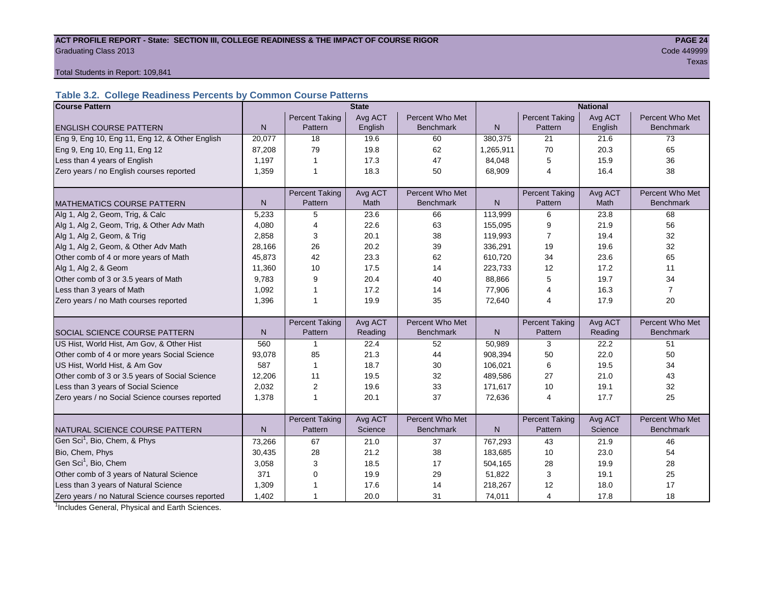**ACT PROFILE REPORT - State: SECTION III, COLLEGE READINESS & THE IMPACT OF COURSE RIGOR**
Graduating Class 2013
Code 449999
Texas

Total Students in Report: 109,841

### Table 3.2. College Readiness Percents by Common Course Patterns

| Course Pattern | State | | | | National | | | |
|---|---|---|---|---|---|---|---|---|
| ENGLISH COURSE PATTERN | N | Percent Taking Pattern | Avg ACT English | Percent Who Met Benchmark | N | Percent Taking Pattern | Avg ACT English | Percent Who Met Benchmark |
| Eng 9, Eng 10, Eng 11, Eng 12, & Other English | 20,077 | 18 | 19.6 | 60 | 380,375 | 21 | 21.6 | 73 |
| Eng 9, Eng 10, Eng 11, Eng 12 | 87,208 | 79 | 19.8 | 62 | 1,265,911 | 70 | 20.3 | 65 |
| Less than 4 years of English | 1,197 | 1 | 17.3 | 47 | 84,048 | 5 | 15.9 | 36 |
| Zero years / no English courses reported | 1,359 | 1 | 18.3 | 50 | 68,909 | 4 | 16.4 | 38 |
| MATHEMATICS COURSE PATTERN | N | Percent Taking Pattern | Avg ACT Math | Percent Who Met Benchmark | N | Percent Taking Pattern | Avg ACT Math | Percent Who Met Benchmark |
| Alg 1, Alg 2, Geom, Trig, & Calc | 5,233 | 5 | 23.6 | 66 | 113,999 | 6 | 23.8 | 68 |
| Alg 1, Alg 2, Geom, Trig, & Other Adv Math | 4,080 | 4 | 22.6 | 63 | 155,095 | 9 | 21.9 | 56 |
| Alg 1, Alg 2, Geom, & Trig | 2,858 | 3 | 20.1 | 38 | 119,993 | 7 | 19.4 | 32 |
| Alg 1, Alg 2, Geom, & Other Adv Math | 28,166 | 26 | 20.2 | 39 | 336,291 | 19 | 19.6 | 32 |
| Other comb of 4 or more years of Math | 45,873 | 42 | 23.3 | 62 | 610,720 | 34 | 23.6 | 65 |
| Alg 1, Alg 2, & Geom | 11,360 | 10 | 17.5 | 14 | 223,733 | 12 | 17.2 | 11 |
| Other comb of 3 or 3.5 years of Math | 9,783 | 9 | 20.4 | 40 | 88,866 | 5 | 19.7 | 34 |
| Less than 3 years of Math | 1,092 | 1 | 17.2 | 14 | 77,906 | 4 | 16.3 | 7 |
| Zero years / no Math courses reported | 1,396 | 1 | 19.9 | 35 | 72,640 | 4 | 17.9 | 20 |
| SOCIAL SCIENCE COURSE PATTERN | N | Percent Taking Pattern | Avg ACT Reading | Percent Who Met Benchmark | N | Percent Taking Pattern | Avg ACT Reading | Percent Who Met Benchmark |
| US Hist, World Hist, Am Gov, & Other Hist | 560 | 1 | 22.4 | 52 | 50,989 | 3 | 22.2 | 51 |
| Other comb of 4 or more years Social Science | 93,078 | 85 | 21.3 | 44 | 908,394 | 50 | 22.0 | 50 |
| US Hist, World Hist, & Am Gov | 587 | 1 | 18.7 | 30 | 106,021 | 6 | 19.5 | 34 |
| Other comb of 3 or 3.5 years of Social Science | 12,206 | 11 | 19.5 | 32 | 489,586 | 27 | 21.0 | 43 |
| Less than 3 years of Social Science | 2,032 | 2 | 19.6 | 33 | 171,617 | 10 | 19.1 | 32 |
| Zero years / no Social Science courses reported | 1,378 | 1 | 20.1 | 37 | 72,636 | 4 | 17.7 | 25 |
| NATURAL SCIENCE COURSE PATTERN | N | Percent Taking Pattern | Avg ACT Science | Percent Who Met Benchmark | N | Percent Taking Pattern | Avg ACT Science | Percent Who Met Benchmark |
| Gen Sci[1], Bio, Chem, & Phys | 73,266 | 67 | 21.0 | 37 | 767,293 | 43 | 21.9 | 46 |
| Bio, Chem, Phys | 30,435 | 28 | 21.2 | 38 | 183,685 | 10 | 23.0 | 54 |
| Gen Sci[1], Bio, Chem | 3,058 | 3 | 18.5 | 17 | 504,165 | 28 | 19.9 | 28 |
| Other comb of 3 years of Natural Science | 371 | 0 | 19.9 | 29 | 51,822 | 3 | 19.1 | 25 |
| Less than 3 years of Natural Science | 1,309 | 1 | 17.6 | 14 | 218,267 | 12 | 18.0 | 17 |
| Zero years / no Natural Science courses reported | 1,402 | 1 | 20.0 | 31 | 74,011 | 4 | 17.8 | 18 |

[1]Includes General, Physical and Earth Sciences.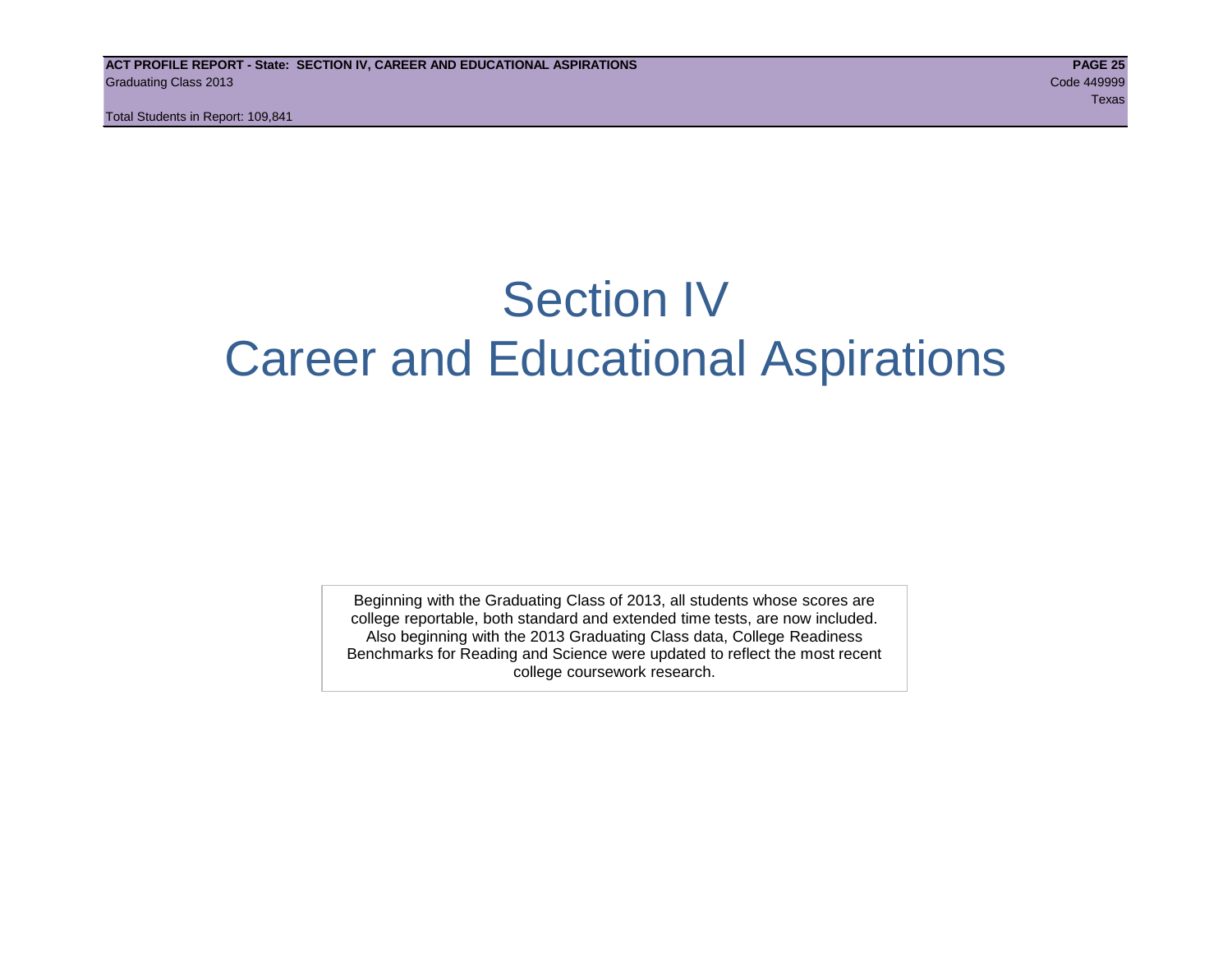# Section IV
# Career and Educational Aspirations

Beginning with the Graduating Class of 2013, all students whose scores are college reportable, both standard and extended time tests, are now included. Also beginning with the 2013 Graduating Class data, College Readiness Benchmarks for Reading and Science were updated to reflect the most recent college coursework research.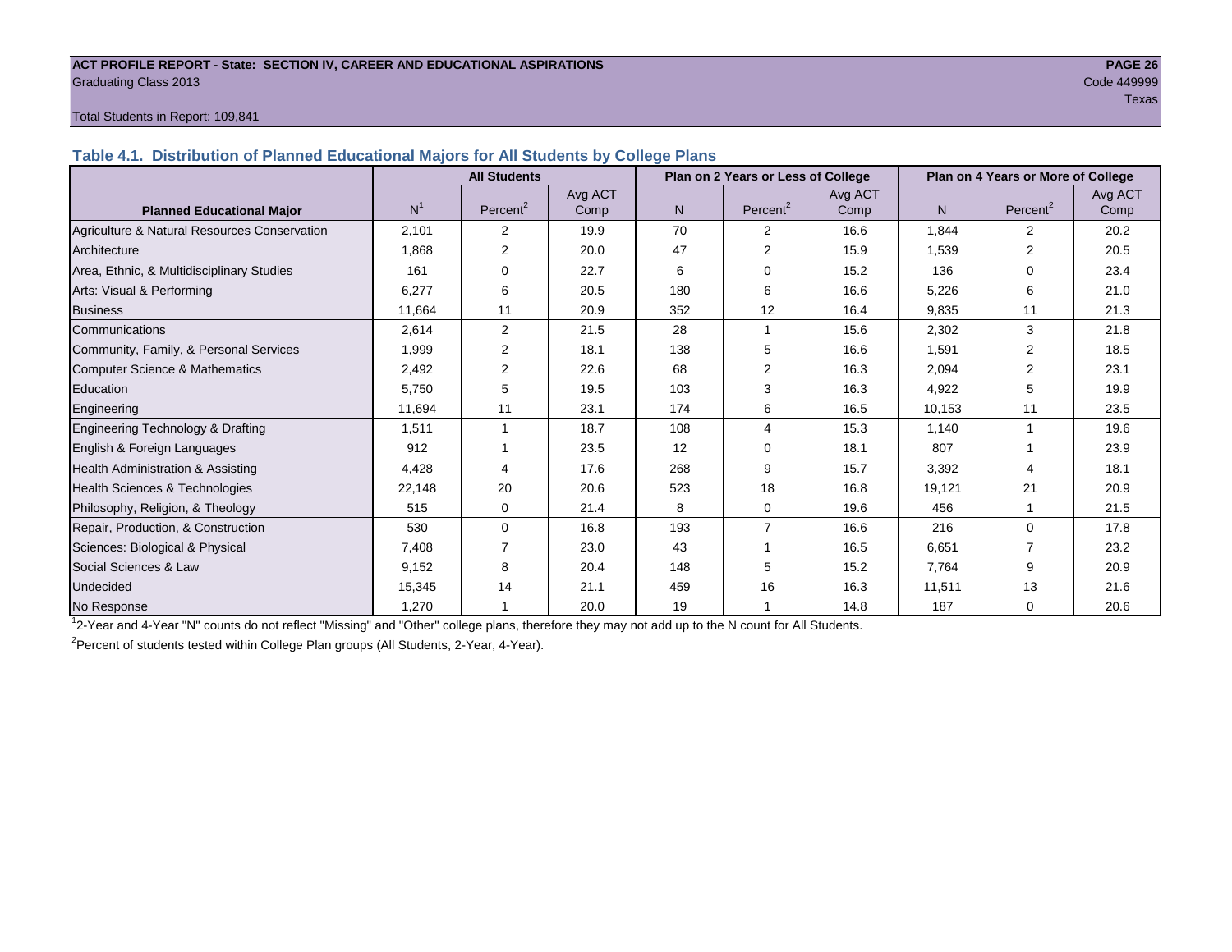**ACT PROFILE REPORT - State: SECTION IV, CAREER AND EDUCATIONAL ASPIRATIONS**

Graduating Class 2013

Code 449999

Texas

Total Students in Report: 109,841

## Table 4.1. Distribution of Planned Educational Majors for All Students by College Plans

| Planned Educational Major | All Students | | | Plan on 2 Years or Less of College | | | Plan on 4 Years or More of College | | |
|---|---|---|---|---|---|---|---|---|---|
| | N[1] | Percent[2] | Avg ACT Comp | N | Percent[2] | Avg ACT Comp | N | Percent[2] | Avg ACT Comp |
| Agriculture & Natural Resources Conservation | 2,101 | 2 | 19.9 | 70 | 2 | 16.6 | 1,844 | 2 | 20.2 |
| Architecture | 1,868 | 2 | 20.0 | 47 | 2 | 15.9 | 1,539 | 2 | 20.5 |
| Area, Ethnic, & Multidisciplinary Studies | 161 | 0 | 22.7 | 6 | 0 | 15.2 | 136 | 0 | 23.4 |
| Arts: Visual & Performing | 6,277 | 6 | 20.5 | 180 | 6 | 16.6 | 5,226 | 6 | 21.0 |
| Business | 11,664 | 11 | 20.9 | 352 | 12 | 16.4 | 9,835 | 11 | 21.3 |
| Communications | 2,614 | 2 | 21.5 | 28 | 1 | 15.6 | 2,302 | 3 | 21.8 |
| Community, Family, & Personal Services | 1,999 | 2 | 18.1 | 138 | 5 | 16.6 | 1,591 | 2 | 18.5 |
| Computer Science & Mathematics | 2,492 | 2 | 22.6 | 68 | 2 | 16.3 | 2,094 | 2 | 23.1 |
| Education | 5,750 | 5 | 19.5 | 103 | 3 | 16.3 | 4,922 | 5 | 19.9 |
| Engineering | 11,694 | 11 | 23.1 | 174 | 6 | 16.5 | 10,153 | 11 | 23.5 |
| Engineering Technology & Drafting | 1,511 | 1 | 18.7 | 108 | 4 | 15.3 | 1,140 | 1 | 19.6 |
| English & Foreign Languages | 912 | 1 | 23.5 | 12 | 0 | 18.1 | 807 | 1 | 23.9 |
| Health Administration & Assisting | 4,428 | 4 | 17.6 | 268 | 9 | 15.7 | 3,392 | 4 | 18.1 |
| Health Sciences & Technologies | 22,148 | 20 | 20.6 | 523 | 18 | 16.8 | 19,121 | 21 | 20.9 |
| Philosophy, Religion, & Theology | 515 | 0 | 21.4 | 8 | 0 | 19.6 | 456 | 1 | 21.5 |
| Repair, Production, & Construction | 530 | 0 | 16.8 | 193 | 7 | 16.6 | 216 | 0 | 17.8 |
| Sciences: Biological & Physical | 7,408 | 7 | 23.0 | 43 | 1 | 16.5 | 6,651 | 7 | 23.2 |
| Social Sciences & Law | 9,152 | 8 | 20.4 | 148 | 5 | 15.2 | 7,764 | 9 | 20.9 |
| Undecided | 15,345 | 14 | 21.1 | 459 | 16 | 16.3 | 11,511 | 13 | 21.6 |
| No Response | 1,270 | 1 | 20.0 | 19 | 1 | 14.8 | 187 | 0 | 20.6 |

[1] 2-Year and 4-Year "N" counts do not reflect "Missing" and "Other" college plans, therefore they may not add up to the N count for All Students.

[2] Percent of students tested within College Plan groups (All Students, 2-Year, 4-Year).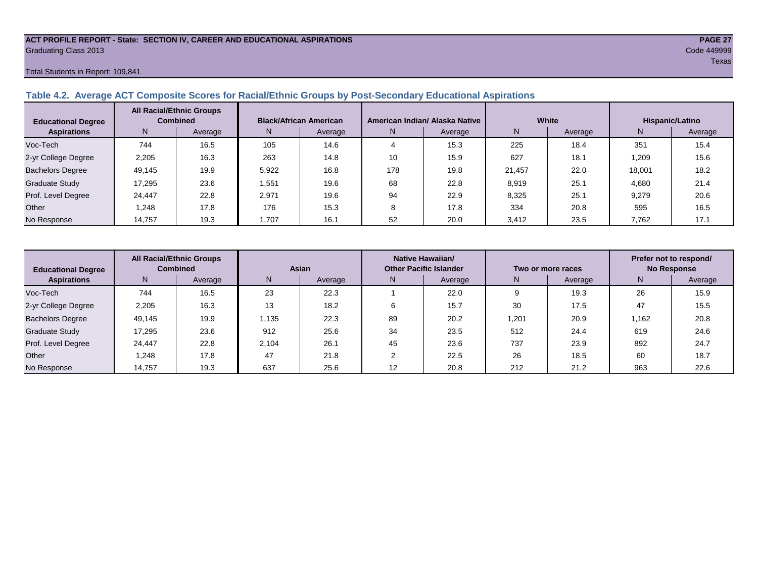ACT PROFILE REPORT - State: SECTION IV, CAREER AND EDUCATIONAL ASPIRATIONS
Graduating Class 2013
Code 449999
Texas
Total Students in Report: 109,841

### Table 4.2. Average ACT Composite Scores for Racial/Ethnic Groups by Post-Secondary Educational Aspirations

| Educational Degree Aspirations | All Racial/Ethnic Groups Combined | | Black/African American | | American Indian/ Alaska Native | | White | | Hispanic/Latino | |
|---|---|---|---|---|---|---|---|---|---|---|
| | N | Average | N | Average | N | Average | N | Average | N | Average |
| Voc-Tech | 744 | 16.5 | 105 | 14.6 | 4 | 15.3 | 225 | 18.4 | 351 | 15.4 |
| 2-yr College Degree | 2,205 | 16.3 | 263 | 14.8 | 10 | 15.9 | 627 | 18.1 | 1,209 | 15.6 |
| Bachelors Degree | 49,145 | 19.9 | 5,922 | 16.8 | 178 | 19.8 | 21,457 | 22.0 | 18,001 | 18.2 |
| Graduate Study | 17,295 | 23.6 | 1,551 | 19.6 | 68 | 22.8 | 8,919 | 25.1 | 4,680 | 21.4 |
| Prof. Level Degree | 24,447 | 22.8 | 2,971 | 19.6 | 94 | 22.9 | 8,325 | 25.1 | 9,279 | 20.6 |
| Other | 1,248 | 17.8 | 176 | 15.3 | 8 | 17.8 | 334 | 20.8 | 595 | 16.5 |
| No Response | 14,757 | 19.3 | 1,707 | 16.1 | 52 | 20.0 | 3,412 | 23.5 | 7,762 | 17.1 |

| Educational Degree Aspirations | All Racial/Ethnic Groups Combined | | Asian | | Native Hawaiian/ Other Pacific Islander | | Two or more races | | Prefer not to respond/ No Response | |
|---|---|---|---|---|---|---|---|---|---|---|
| | N | Average | N | Average | N | Average | N | Average | N | Average |
| Voc-Tech | 744 | 16.5 | 23 | 22.3 | 1 | 22.0 | 9 | 19.3 | 26 | 15.9 |
| 2-yr College Degree | 2,205 | 16.3 | 13 | 18.2 | 6 | 15.7 | 30 | 17.5 | 47 | 15.5 |
| Bachelors Degree | 49,145 | 19.9 | 1,135 | 22.3 | 89 | 20.2 | 1,201 | 20.9 | 1,162 | 20.8 |
| Graduate Study | 17,295 | 23.6 | 912 | 25.6 | 34 | 23.5 | 512 | 24.4 | 619 | 24.6 |
| Prof. Level Degree | 24,447 | 22.8 | 2,104 | 26.1 | 45 | 23.6 | 737 | 23.9 | 892 | 24.7 |
| Other | 1,248 | 17.8 | 47 | 21.8 | 2 | 22.5 | 26 | 18.5 | 60 | 18.7 |
| No Response | 14,757 | 19.3 | 637 | 25.6 | 12 | 20.8 | 212 | 21.2 | 963 | 22.6 |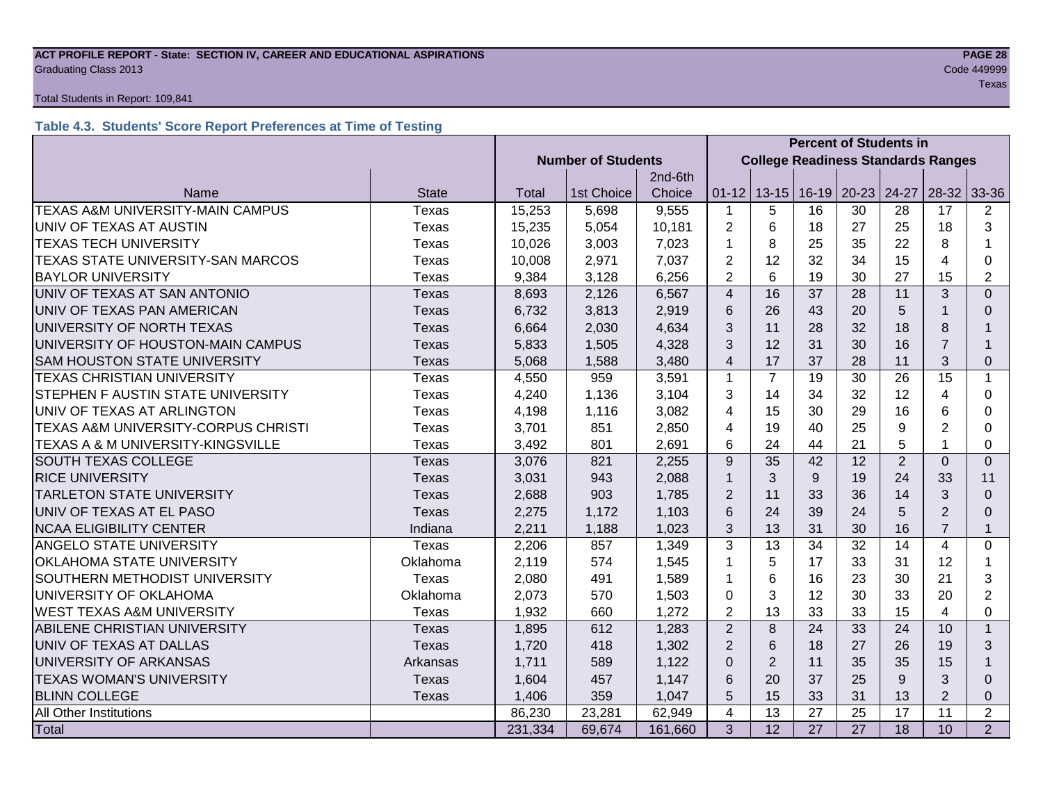**ACT PROFILE REPORT - State: SECTION IV, CAREER AND EDUCATIONAL ASPIRATIONS**
Graduating Class 2013
Code 449999
Texas
Total Students in Report: 109,841

### Table 4.3. Students' Score Report Preferences at Time of Testing

| | | Number of Students | | | Percent of Students in College Readiness Standards Ranges | | | | | | |
|---|---|---|---|---|---|---|---|---|---|---|---|
| Name | State | Total | 1st Choice | 2nd-6th Choice | 01-12 | 13-15 | 16-19 | 20-23 | 24-27 | 28-32 | 33-36 |
| TEXAS A&M UNIVERSITY-MAIN CAMPUS | Texas | 15,253 | 5,698 | 9,555 | 1 | 5 | 16 | 30 | 28 | 17 | 2 |
| UNIV OF TEXAS AT AUSTIN | Texas | 15,235 | 5,054 | 10,181 | 2 | 6 | 18 | 27 | 25 | 18 | 3 |
| TEXAS TECH UNIVERSITY | Texas | 10,026 | 3,003 | 7,023 | 1 | 8 | 25 | 35 | 22 | 8 | 1 |
| TEXAS STATE UNIVERSITY-SAN MARCOS | Texas | 10,008 | 2,971 | 7,037 | 2 | 12 | 32 | 34 | 15 | 4 | 0 |
| BAYLOR UNIVERSITY | Texas | 9,384 | 3,128 | 6,256 | 2 | 6 | 19 | 30 | 27 | 15 | 2 |
| UNIV OF TEXAS AT SAN ANTONIO | Texas | 8,693 | 2,126 | 6,567 | 4 | 16 | 37 | 28 | 11 | 3 | 0 |
| UNIV OF TEXAS PAN AMERICAN | Texas | 6,732 | 3,813 | 2,919 | 6 | 26 | 43 | 20 | 5 | 1 | 0 |
| UNIVERSITY OF NORTH TEXAS | Texas | 6,664 | 2,030 | 4,634 | 3 | 11 | 28 | 32 | 18 | 8 | 1 |
| UNIVERSITY OF HOUSTON-MAIN CAMPUS | Texas | 5,833 | 1,505 | 4,328 | 3 | 12 | 31 | 30 | 16 | 7 | 1 |
| SAM HOUSTON STATE UNIVERSITY | Texas | 5,068 | 1,588 | 3,480 | 4 | 17 | 37 | 28 | 11 | 3 | 0 |
| TEXAS CHRISTIAN UNIVERSITY | Texas | 4,550 | 959 | 3,591 | 1 | 7 | 19 | 30 | 26 | 15 | 1 |
| STEPHEN F AUSTIN STATE UNIVERSITY | Texas | 4,240 | 1,136 | 3,104 | 3 | 14 | 34 | 32 | 12 | 4 | 0 |
| UNIV OF TEXAS AT ARLINGTON | Texas | 4,198 | 1,116 | 3,082 | 4 | 15 | 30 | 29 | 16 | 6 | 0 |
| TEXAS A&M UNIVERSITY-CORPUS CHRISTI | Texas | 3,701 | 851 | 2,850 | 4 | 19 | 40 | 25 | 9 | 2 | 0 |
| TEXAS A & M UNIVERSITY-KINGSVILLE | Texas | 3,492 | 801 | 2,691 | 6 | 24 | 44 | 21 | 5 | 1 | 0 |
| SOUTH TEXAS COLLEGE | Texas | 3,076 | 821 | 2,255 | 9 | 35 | 42 | 12 | 2 | 0 | 0 |
| RICE UNIVERSITY | Texas | 3,031 | 943 | 2,088 | 1 | 3 | 9 | 19 | 24 | 33 | 11 |
| TARLETON STATE UNIVERSITY | Texas | 2,688 | 903 | 1,785 | 2 | 11 | 33 | 36 | 14 | 3 | 0 |
| UNIV OF TEXAS AT EL PASO | Texas | 2,275 | 1,172 | 1,103 | 6 | 24 | 39 | 24 | 5 | 2 | 0 |
| NCAA ELIGIBILITY CENTER | Indiana | 2,211 | 1,188 | 1,023 | 3 | 13 | 31 | 30 | 16 | 7 | 1 |
| ANGELO STATE UNIVERSITY | Texas | 2,206 | 857 | 1,349 | 3 | 13 | 34 | 32 | 14 | 4 | 0 |
| OKLAHOMA STATE UNIVERSITY | Oklahoma | 2,119 | 574 | 1,545 | 1 | 5 | 17 | 33 | 31 | 12 | 1 |
| SOUTHERN METHODIST UNIVERSITY | Texas | 2,080 | 491 | 1,589 | 1 | 6 | 16 | 23 | 30 | 21 | 3 |
| UNIVERSITY OF OKLAHOMA | Oklahoma | 2,073 | 570 | 1,503 | 0 | 3 | 12 | 30 | 33 | 20 | 2 |
| WEST TEXAS A&M UNIVERSITY | Texas | 1,932 | 660 | 1,272 | 2 | 13 | 33 | 33 | 15 | 4 | 0 |
| ABILENE CHRISTIAN UNIVERSITY | Texas | 1,895 | 612 | 1,283 | 2 | 8 | 24 | 33 | 24 | 10 | 1 |
| UNIV OF TEXAS AT DALLAS | Texas | 1,720 | 418 | 1,302 | 2 | 6 | 18 | 27 | 26 | 19 | 3 |
| UNIVERSITY OF ARKANSAS | Arkansas | 1,711 | 589 | 1,122 | 0 | 2 | 11 | 35 | 35 | 15 | 1 |
| TEXAS WOMAN'S UNIVERSITY | Texas | 1,604 | 457 | 1,147 | 6 | 20 | 37 | 25 | 9 | 3 | 0 |
| BLINN COLLEGE | Texas | 1,406 | 359 | 1,047 | 5 | 15 | 33 | 31 | 13 | 2 | 0 |
| All Other Institutions | | 86,230 | 23,281 | 62,949 | 4 | 13 | 27 | 25 | 17 | 11 | 2 |
| Total | | 231,334 | 69,674 | 161,660 | 3 | 12 | 27 | 27 | 18 | 10 | 2 |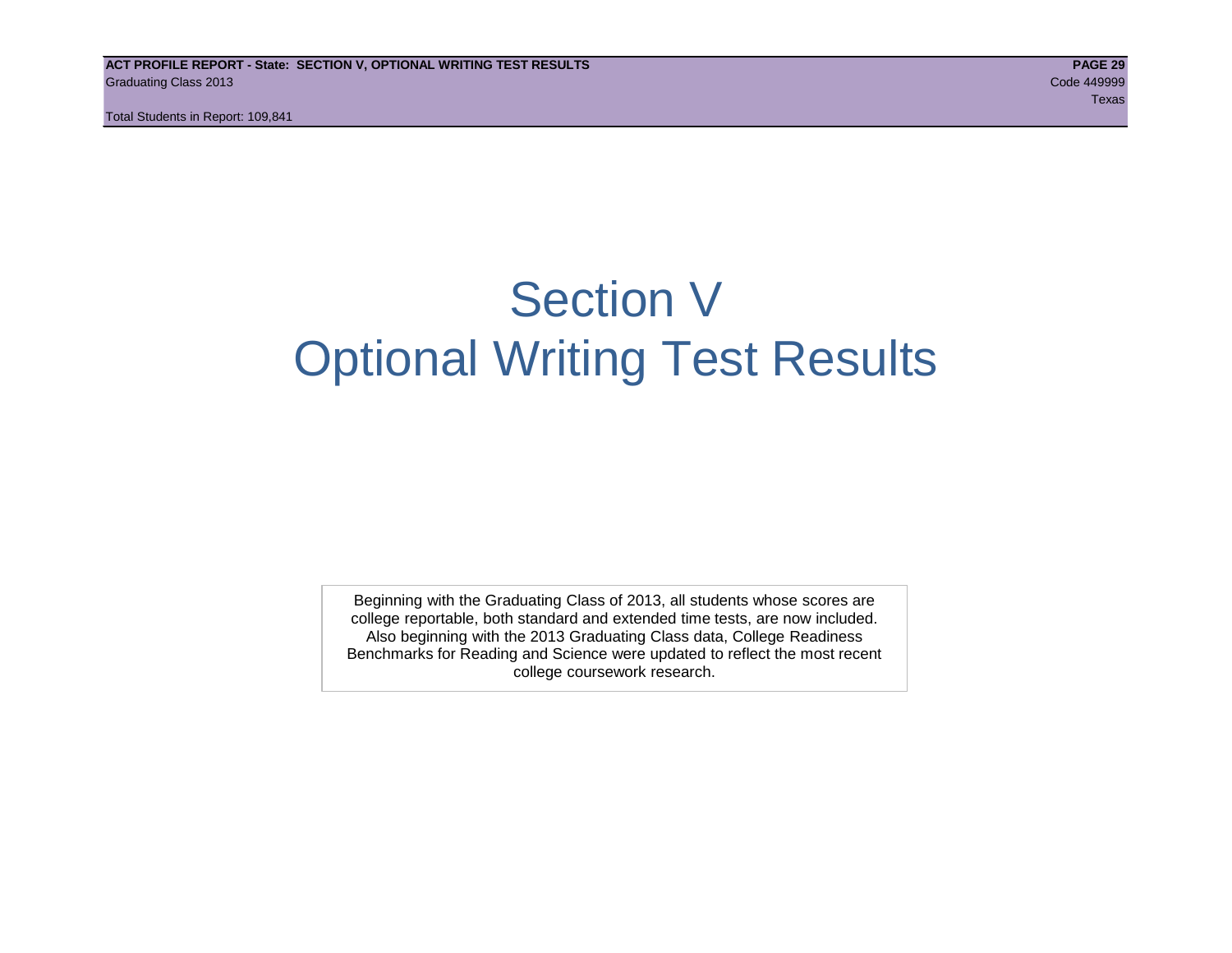# Section V
# Optional Writing Test Results

Beginning with the Graduating Class of 2013, all students whose scores are college reportable, both standard and extended time tests, are now included. Also beginning with the 2013 Graduating Class data, College Readiness Benchmarks for Reading and Science were updated to reflect the most recent college coursework research.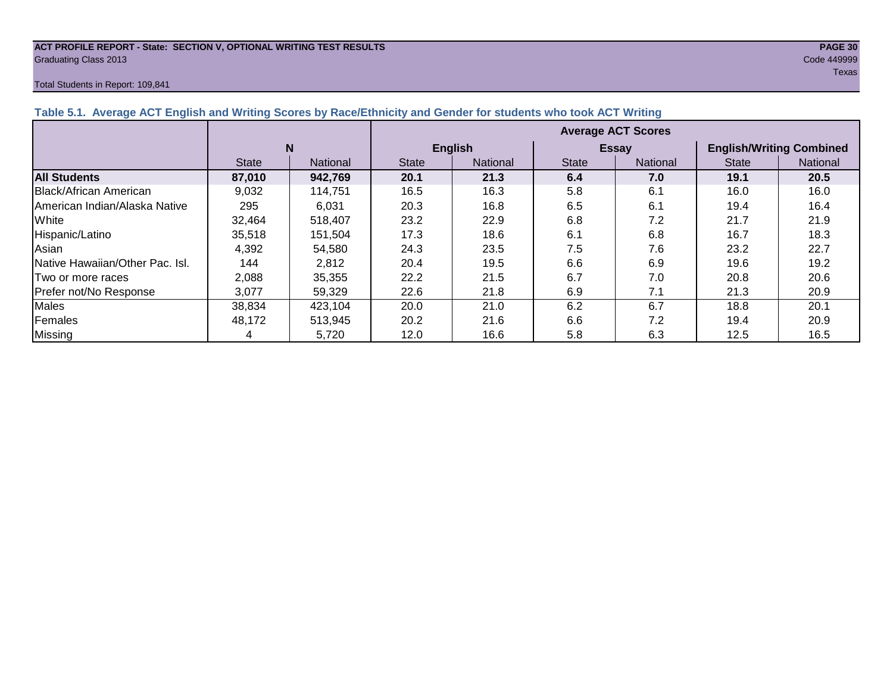**ACT PROFILE REPORT - State: SECTION V, OPTIONAL WRITING TEST RESULTS**
Graduating Class 2013

Code 449999
Texas

Total Students in Report: 109,841

### Table 5.1. Average ACT English and Writing Scores by Race/Ethnicity and Gender for students who took ACT Writing

| | N | | Average ACT Scores | | | | | |
|---|---|---|---|---|---|---|---|---|
| | | | English | | Essay | | English/Writing Combined | |
| | State | National | State | National | State | National | State | National |
| **All Students** | **87,010** | **942,769** | **20.1** | **21.3** | **6.4** | **7.0** | **19.1** | **20.5** |
| Black/African American | 9,032 | 114,751 | 16.5 | 16.3 | 5.8 | 6.1 | 16.0 | 16.0 |
| American Indian/Alaska Native | 295 | 6,031 | 20.3 | 16.8 | 6.5 | 6.1 | 19.4 | 16.4 |
| White | 32,464 | 518,407 | 23.2 | 22.9 | 6.8 | 7.2 | 21.7 | 21.9 |
| Hispanic/Latino | 35,518 | 151,504 | 17.3 | 18.6 | 6.1 | 6.8 | 16.7 | 18.3 |
| Asian | 4,392 | 54,580 | 24.3 | 23.5 | 7.5 | 7.6 | 23.2 | 22.7 |
| Native Hawaiian/Other Pac. Isl. | 144 | 2,812 | 20.4 | 19.5 | 6.6 | 6.9 | 19.6 | 19.2 |
| Two or more races | 2,088 | 35,355 | 22.2 | 21.5 | 6.7 | 7.0 | 20.8 | 20.6 |
| Prefer not/No Response | 3,077 | 59,329 | 22.6 | 21.8 | 6.9 | 7.1 | 21.3 | 20.9 |
| Males | 38,834 | 423,104 | 20.0 | 21.0 | 6.2 | 6.7 | 18.8 | 20.1 |
| Females | 48,172 | 513,945 | 20.2 | 21.6 | 6.6 | 7.2 | 19.4 | 20.9 |
| Missing | 4 | 5,720 | 12.0 | 16.6 | 5.8 | 6.3 | 12.5 | 16.5 |